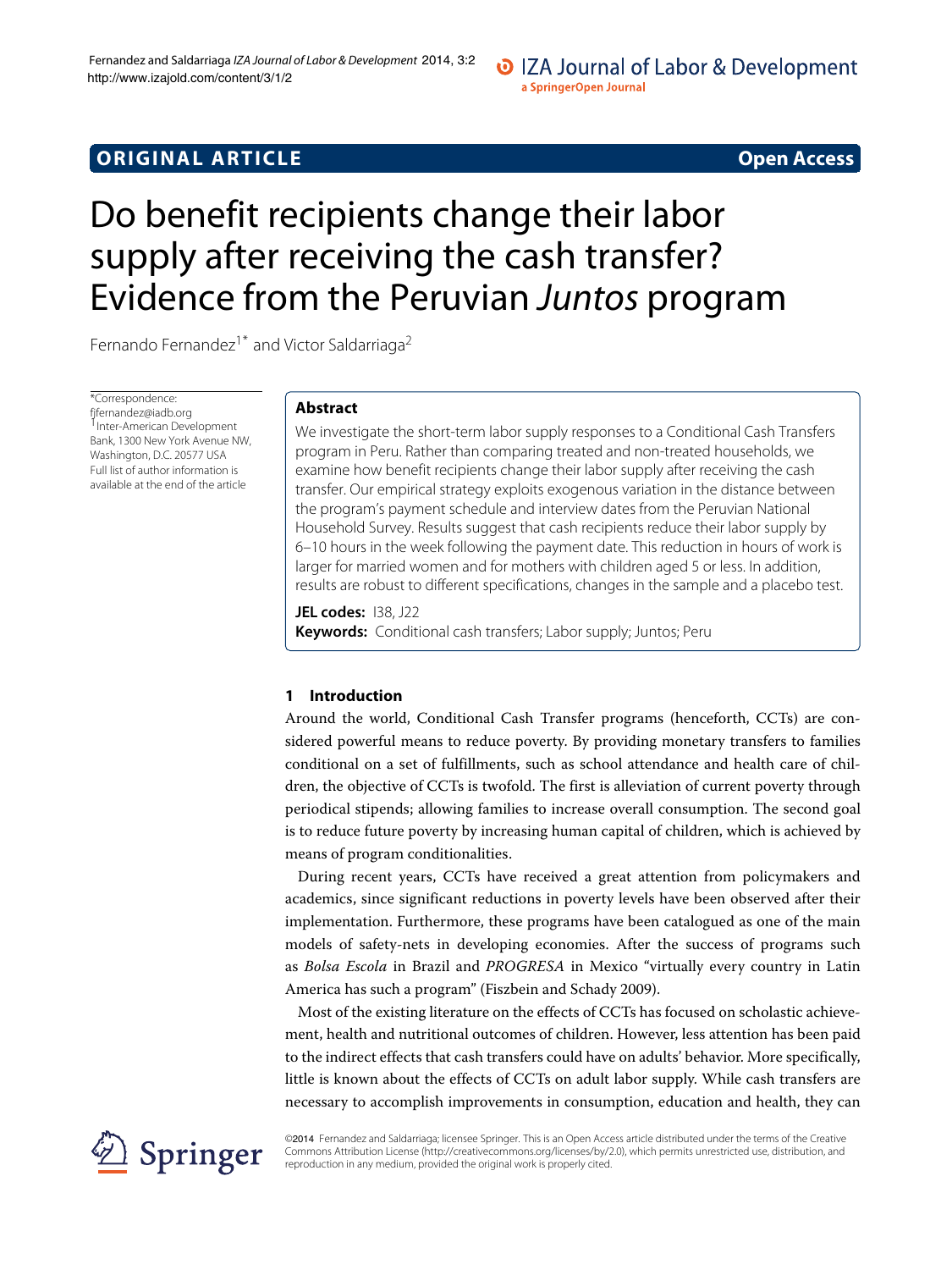ORIGINAL ARTICLE

Open Access

# Do benefit recipients change their labor supply after receiving the cash transfer? Evidence from the Peruvian *Juntos* program

Fernando Fernandez[1]* and Victor Saldarriaga[2]

*Correspondence: fjfernandez@iadb.org
[1]Inter-American Development Bank, 1300 New York Avenue NW, Washington, D.C. 20577 USA
Full list of author information is available at the end of the article

## Abstract

We investigate the short-term labor supply responses to a Conditional Cash Transfers program in Peru. Rather than comparing treated and non-treated households, we examine how benefit recipients change their labor supply after receiving the cash transfer. Our empirical strategy exploits exogenous variation in the distance between the program's payment schedule and interview dates from the Peruvian National Household Survey. Results suggest that cash recipients reduce their labor supply by 6–10 hours in the week following the payment date. This reduction in hours of work is larger for married women and for mothers with children aged 5 or less. In addition, results are robust to different specifications, changes in the sample and a placebo test.

**JEL codes:** I38, J22

**Keywords:** Conditional cash transfers; Labor supply; Juntos; Peru

## 1 Introduction

Around the world, Conditional Cash Transfer programs (henceforth, CCTs) are considered powerful means to reduce poverty. By providing monetary transfers to families conditional on a set of fulfillments, such as school attendance and health care of children, the objective of CCTs is twofold. The first is alleviation of current poverty through periodical stipends; allowing families to increase overall consumption. The second goal is to reduce future poverty by increasing human capital of children, which is achieved by means of program conditionalities.

During recent years, CCTs have received a great attention from policymakers and academics, since significant reductions in poverty levels have been observed after their implementation. Furthermore, these programs have been catalogued as one of the main models of safety-nets in developing economies. After the success of programs such as *Bolsa Escola* in Brazil and *PROGRESA* in Mexico "virtually every country in Latin America has such a program" (Fiszbein and Schady 2009).

Most of the existing literature on the effects of CCTs has focused on scholastic achievement, health and nutritional outcomes of children. However, less attention has been paid to the indirect effects that cash transfers could have on adults' behavior. More specifically, little is known about the effects of CCTs on adult labor supply. While cash transfers are necessary to accomplish improvements in consumption, education and health, they can

©2014 Fernandez and Saldarriaga; licensee Springer. This is an Open Access article distributed under the terms of the Creative Commons Attribution License (http://creativecommons.org/licenses/by/2.0), which permits unrestricted use, distribution, and reproduction in any medium, provided the original work is properly cited.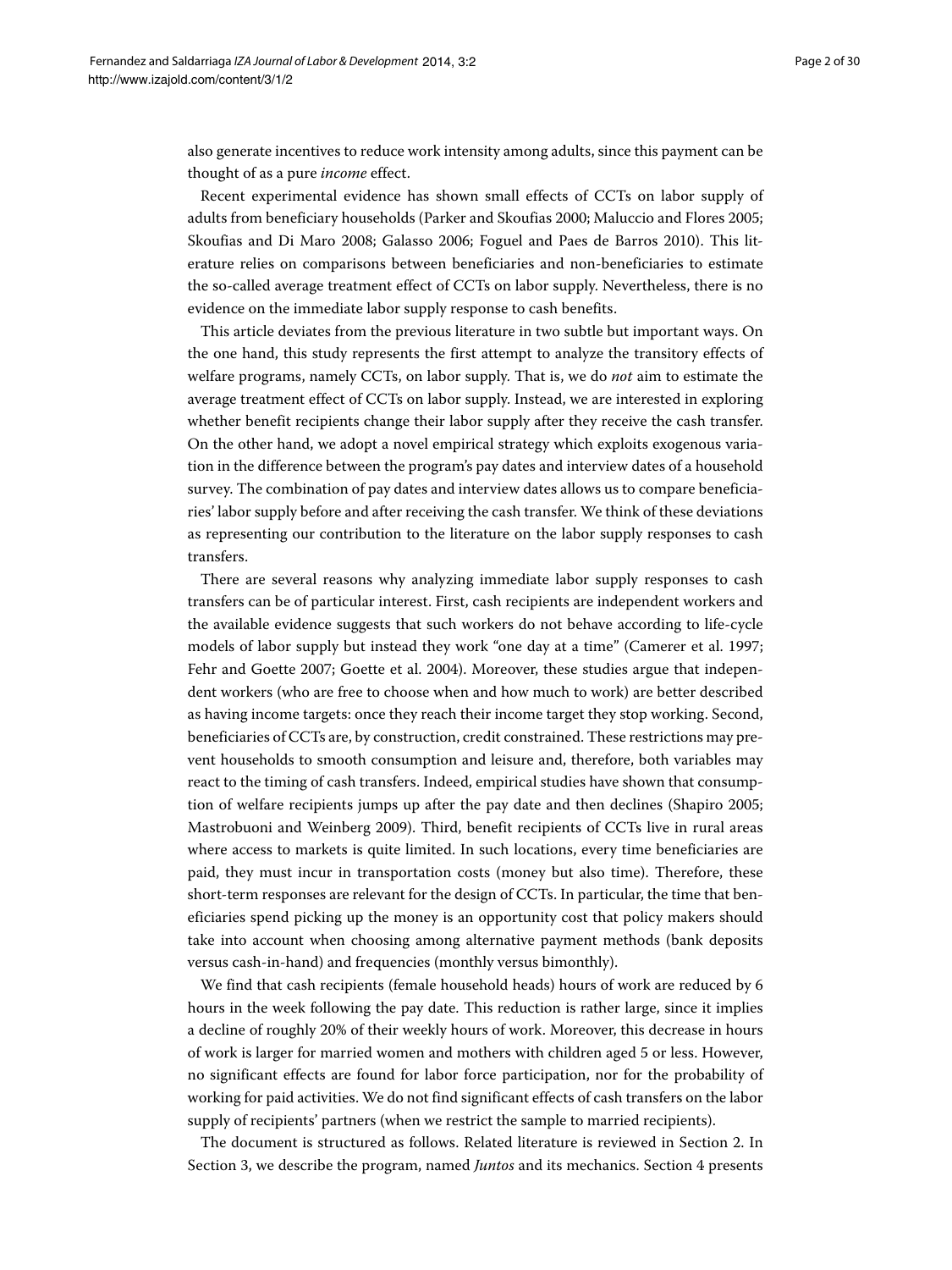also generate incentives to reduce work intensity among adults, since this payment can be thought of as a pure *income* effect.

Recent experimental evidence has shown small effects of CCTs on labor supply of adults from beneficiary households (Parker and Skoufias 2000; Maluccio and Flores 2005; Skoufias and Di Maro 2008; Galasso 2006; Foguel and Paes de Barros 2010). This literature relies on comparisons between beneficiaries and non-beneficiaries to estimate the so-called average treatment effect of CCTs on labor supply. Nevertheless, there is no evidence on the immediate labor supply response to cash benefits.

This article deviates from the previous literature in two subtle but important ways. On the one hand, this study represents the first attempt to analyze the transitory effects of welfare programs, namely CCTs, on labor supply. That is, we do *not* aim to estimate the average treatment effect of CCTs on labor supply. Instead, we are interested in exploring whether benefit recipients change their labor supply after they receive the cash transfer. On the other hand, we adopt a novel empirical strategy which exploits exogenous variation in the difference between the program's pay dates and interview dates of a household survey. The combination of pay dates and interview dates allows us to compare beneficiaries' labor supply before and after receiving the cash transfer. We think of these deviations as representing our contribution to the literature on the labor supply responses to cash transfers.

There are several reasons why analyzing immediate labor supply responses to cash transfers can be of particular interest. First, cash recipients are independent workers and the available evidence suggests that such workers do not behave according to life-cycle models of labor supply but instead they work "one day at a time" (Camerer et al. 1997; Fehr and Goette 2007; Goette et al. 2004). Moreover, these studies argue that independent workers (who are free to choose when and how much to work) are better described as having income targets: once they reach their income target they stop working. Second, beneficiaries of CCTs are, by construction, credit constrained. These restrictions may prevent households to smooth consumption and leisure and, therefore, both variables may react to the timing of cash transfers. Indeed, empirical studies have shown that consumption of welfare recipients jumps up after the pay date and then declines (Shapiro 2005; Mastrobuoni and Weinberg 2009). Third, benefit recipients of CCTs live in rural areas where access to markets is quite limited. In such locations, every time beneficiaries are paid, they must incur in transportation costs (money but also time). Therefore, these short-term responses are relevant for the design of CCTs. In particular, the time that beneficiaries spend picking up the money is an opportunity cost that policy makers should take into account when choosing among alternative payment methods (bank deposits versus cash-in-hand) and frequencies (monthly versus bimonthly).

We find that cash recipients (female household heads) hours of work are reduced by 6 hours in the week following the pay date. This reduction is rather large, since it implies a decline of roughly 20% of their weekly hours of work. Moreover, this decrease in hours of work is larger for married women and mothers with children aged 5 or less. However, no significant effects are found for labor force participation, nor for the probability of working for paid activities. We do not find significant effects of cash transfers on the labor supply of recipients' partners (when we restrict the sample to married recipients).

The document is structured as follows. Related literature is reviewed in Section 2. In Section 3, we describe the program, named *Juntos* and its mechanics. Section 4 presents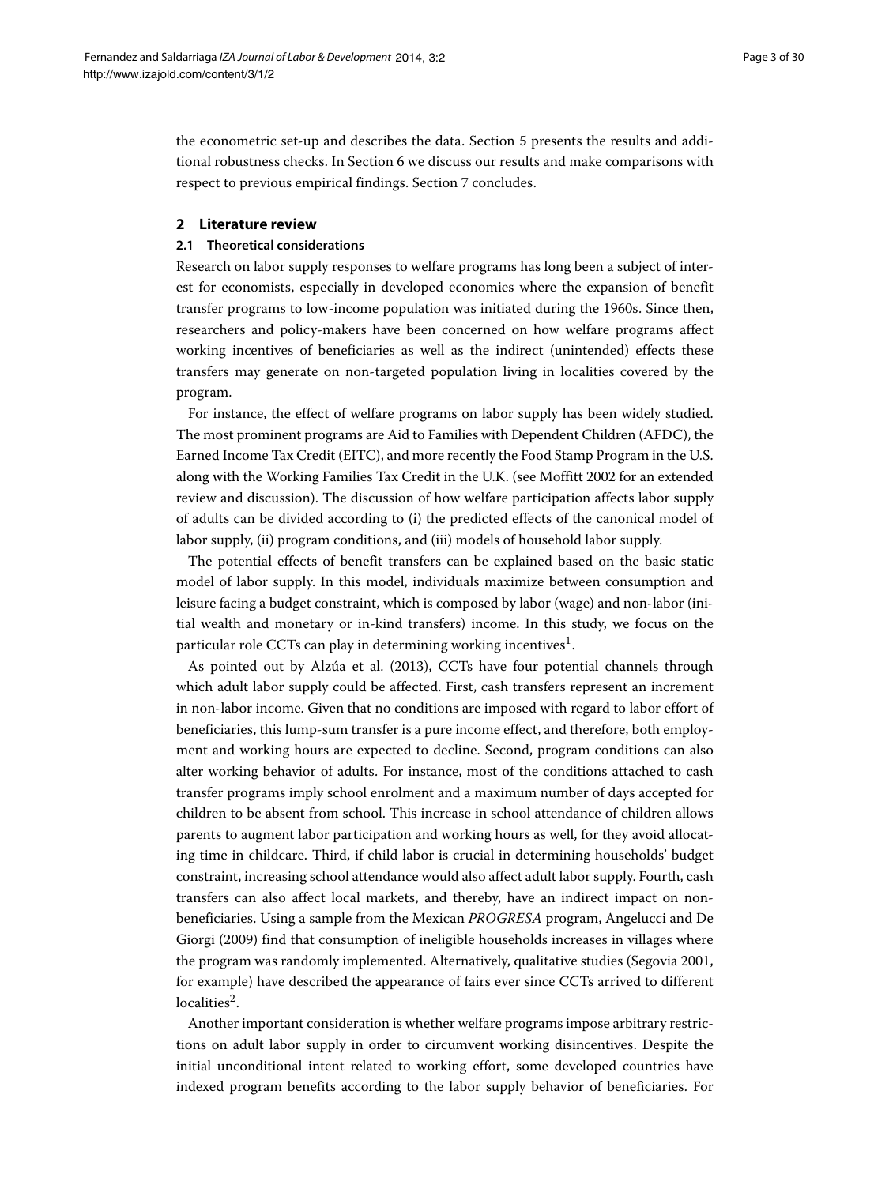the econometric set-up and describes the data. Section 5 presents the results and additional robustness checks. In Section 6 we discuss our results and make comparisons with respect to previous empirical findings. Section 7 concludes.

## 2 Literature review

### 2.1 Theoretical considerations

Research on labor supply responses to welfare programs has long been a subject of interest for economists, especially in developed economies where the expansion of benefit transfer programs to low-income population was initiated during the 1960s. Since then, researchers and policy-makers have been concerned on how welfare programs affect working incentives of beneficiaries as well as the indirect (unintended) effects these transfers may generate on non-targeted population living in localities covered by the program.

For instance, the effect of welfare programs on labor supply has been widely studied. The most prominent programs are Aid to Families with Dependent Children (AFDC), the Earned Income Tax Credit (EITC), and more recently the Food Stamp Program in the U.S. along with the Working Families Tax Credit in the U.K. (see Moffitt 2002 for an extended review and discussion). The discussion of how welfare participation affects labor supply of adults can be divided according to (i) the predicted effects of the canonical model of labor supply, (ii) program conditions, and (iii) models of household labor supply.

The potential effects of benefit transfers can be explained based on the basic static model of labor supply. In this model, individuals maximize between consumption and leisure facing a budget constraint, which is composed by labor (wage) and non-labor (initial wealth and monetary or in-kind transfers) income. In this study, we focus on the particular role CCTs can play in determining working incentives[1].

As pointed out by Alzúa et al. (2013), CCTs have four potential channels through which adult labor supply could be affected. First, cash transfers represent an increment in non-labor income. Given that no conditions are imposed with regard to labor effort of beneficiaries, this lump-sum transfer is a pure income effect, and therefore, both employment and working hours are expected to decline. Second, program conditions can also alter working behavior of adults. For instance, most of the conditions attached to cash transfer programs imply school enrolment and a maximum number of days accepted for children to be absent from school. This increase in school attendance of children allows parents to augment labor participation and working hours as well, for they avoid allocating time in childcare. Third, if child labor is crucial in determining households' budget constraint, increasing school attendance would also affect adult labor supply. Fourth, cash transfers can also affect local markets, and thereby, have an indirect impact on non-beneficiaries. Using a sample from the Mexican *PROGRESA* program, Angelucci and De Giorgi (2009) find that consumption of ineligible households increases in villages where the program was randomly implemented. Alternatively, qualitative studies (Segovia 2001, for example) have described the appearance of fairs ever since CCTs arrived to different localities[2].

Another important consideration is whether welfare programs impose arbitrary restrictions on adult labor supply in order to circumvent working disincentives. Despite the initial unconditional intent related to working effort, some developed countries have indexed program benefits according to the labor supply behavior of beneficiaries. For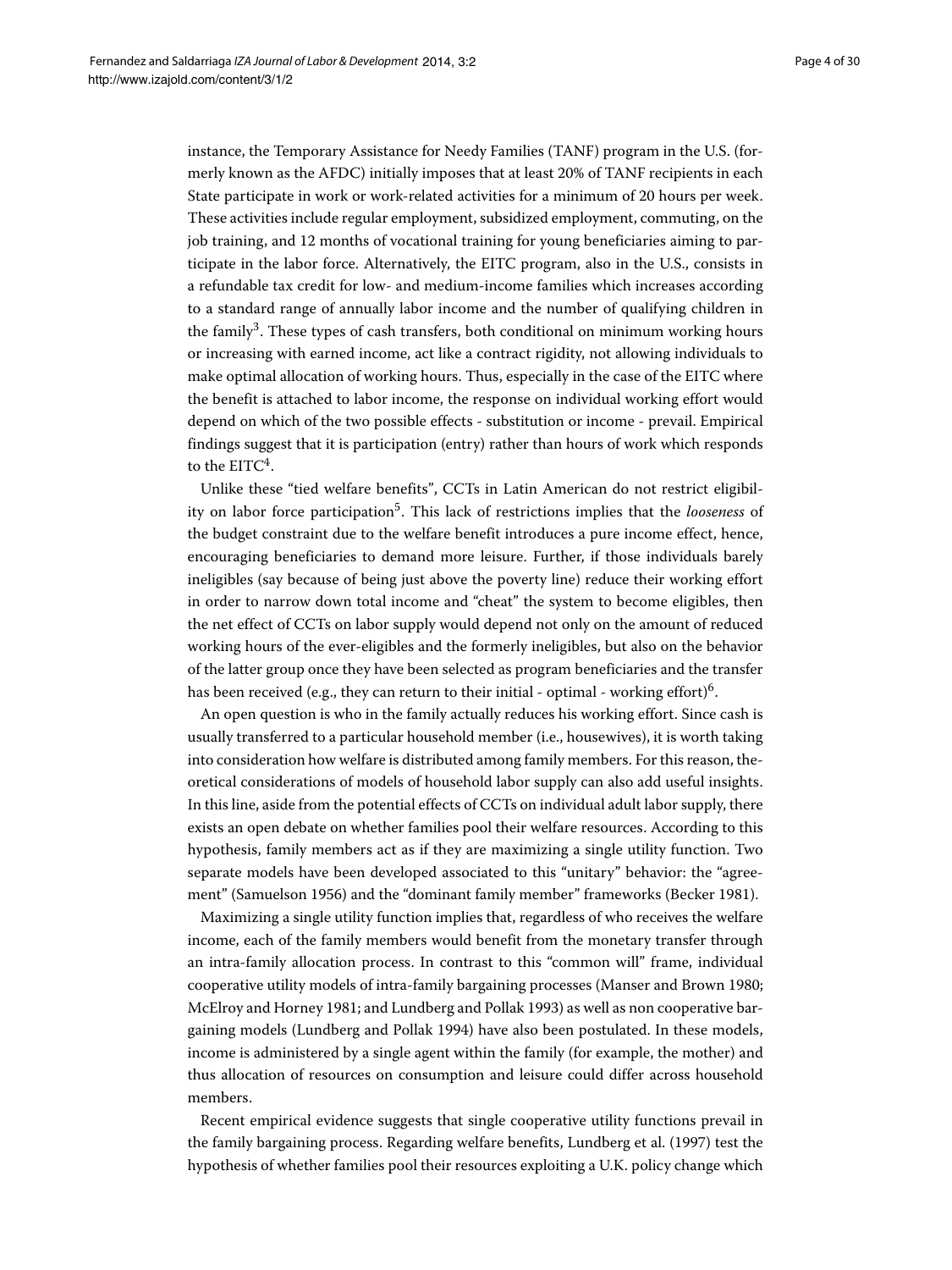instance, the Temporary Assistance for Needy Families (TANF) program in the U.S. (formerly known as the AFDC) initially imposes that at least 20% of TANF recipients in each State participate in work or work-related activities for a minimum of 20 hours per week. These activities include regular employment, subsidized employment, commuting, on the job training, and 12 months of vocational training for young beneficiaries aiming to participate in the labor force. Alternatively, the EITC program, also in the U.S., consists in a refundable tax credit for low- and medium-income families which increases according to a standard range of annually labor income and the number of qualifying children in the family[3]. These types of cash transfers, both conditional on minimum working hours or increasing with earned income, act like a contract rigidity, not allowing individuals to make optimal allocation of working hours. Thus, especially in the case of the EITC where the benefit is attached to labor income, the response on individual working effort would depend on which of the two possible effects - substitution or income - prevail. Empirical findings suggest that it is participation (entry) rather than hours of work which responds to the EITC[4].

Unlike these "tied welfare benefits", CCTs in Latin American do not restrict eligibility on labor force participation[5]. This lack of restrictions implies that the *looseness* of the budget constraint due to the welfare benefit introduces a pure income effect, hence, encouraging beneficiaries to demand more leisure. Further, if those individuals barely ineligibles (say because of being just above the poverty line) reduce their working effort in order to narrow down total income and "cheat" the system to become eligibles, then the net effect of CCTs on labor supply would depend not only on the amount of reduced working hours of the ever-eligibles and the formerly ineligibles, but also on the behavior of the latter group once they have been selected as program beneficiaries and the transfer has been received (e.g., they can return to their initial - optimal - working effort)[6].

An open question is who in the family actually reduces his working effort. Since cash is usually transferred to a particular household member (i.e., housewives), it is worth taking into consideration how welfare is distributed among family members. For this reason, theoretical considerations of models of household labor supply can also add useful insights. In this line, aside from the potential effects of CCTs on individual adult labor supply, there exists an open debate on whether families pool their welfare resources. According to this hypothesis, family members act as if they are maximizing a single utility function. Two separate models have been developed associated to this "unitary" behavior: the "agreement" (Samuelson 1956) and the "dominant family member" frameworks (Becker 1981).

Maximizing a single utility function implies that, regardless of who receives the welfare income, each of the family members would benefit from the monetary transfer through an intra-family allocation process. In contrast to this "common will" frame, individual cooperative utility models of intra-family bargaining processes (Manser and Brown 1980; McElroy and Horney 1981; and Lundberg and Pollak 1993) as well as non cooperative bargaining models (Lundberg and Pollak 1994) have also been postulated. In these models, income is administered by a single agent within the family (for example, the mother) and thus allocation of resources on consumption and leisure could differ across household members.

Recent empirical evidence suggests that single cooperative utility functions prevail in the family bargaining process. Regarding welfare benefits, Lundberg et al. (1997) test the hypothesis of whether families pool their resources exploiting a U.K. policy change which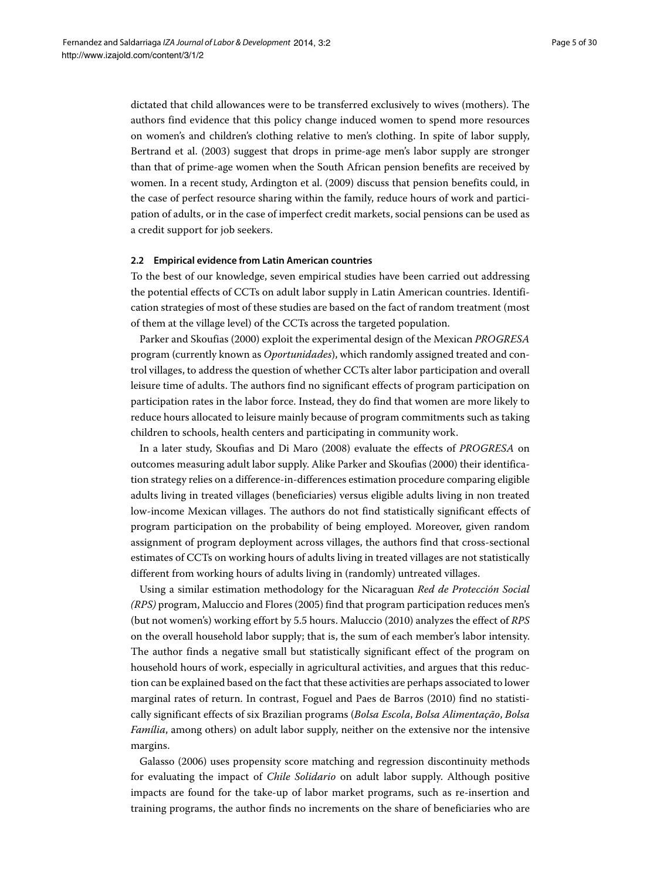dictated that child allowances were to be transferred exclusively to wives (mothers). The authors find evidence that this policy change induced women to spend more resources on women's and children's clothing relative to men's clothing. In spite of labor supply, Bertrand et al. (2003) suggest that drops in prime-age men's labor supply are stronger than that of prime-age women when the South African pension benefits are received by women. In a recent study, Ardington et al. (2009) discuss that pension benefits could, in the case of perfect resource sharing within the family, reduce hours of work and participation of adults, or in the case of imperfect credit markets, social pensions can be used as a credit support for job seekers.

### 2.2 Empirical evidence from Latin American countries

To the best of our knowledge, seven empirical studies have been carried out addressing the potential effects of CCTs on adult labor supply in Latin American countries. Identification strategies of most of these studies are based on the fact of random treatment (most of them at the village level) of the CCTs across the targeted population.

Parker and Skoufias (2000) exploit the experimental design of the Mexican *PROGRESA* program (currently known as *Oportunidades*), which randomly assigned treated and control villages, to address the question of whether CCTs alter labor participation and overall leisure time of adults. The authors find no significant effects of program participation on participation rates in the labor force. Instead, they do find that women are more likely to reduce hours allocated to leisure mainly because of program commitments such as taking children to schools, health centers and participating in community work.

In a later study, Skoufias and Di Maro (2008) evaluate the effects of *PROGRESA* on outcomes measuring adult labor supply. Alike Parker and Skoufias (2000) their identification strategy relies on a difference-in-differences estimation procedure comparing eligible adults living in treated villages (beneficiaries) versus eligible adults living in non treated low-income Mexican villages. The authors do not find statistically significant effects of program participation on the probability of being employed. Moreover, given random assignment of program deployment across villages, the authors find that cross-sectional estimates of CCTs on working hours of adults living in treated villages are not statistically different from working hours of adults living in (randomly) untreated villages.

Using a similar estimation methodology for the Nicaraguan *Red de Protección Social (RPS)* program, Maluccio and Flores (2005) find that program participation reduces men's (but not women's) working effort by 5.5 hours. Maluccio (2010) analyzes the effect of *RPS* on the overall household labor supply; that is, the sum of each member's labor intensity. The author finds a negative small but statistically significant effect of the program on household hours of work, especially in agricultural activities, and argues that this reduction can be explained based on the fact that these activities are perhaps associated to lower marginal rates of return. In contrast, Foguel and Paes de Barros (2010) find no statistically significant effects of six Brazilian programs (*Bolsa Escola*, *Bolsa Alimentação*, *Bolsa Família*, among others) on adult labor supply, neither on the extensive nor the intensive margins.

Galasso (2006) uses propensity score matching and regression discontinuity methods for evaluating the impact of *Chile Solidario* on adult labor supply. Although positive impacts are found for the take-up of labor market programs, such as re-insertion and training programs, the author finds no increments on the share of beneficiaries who are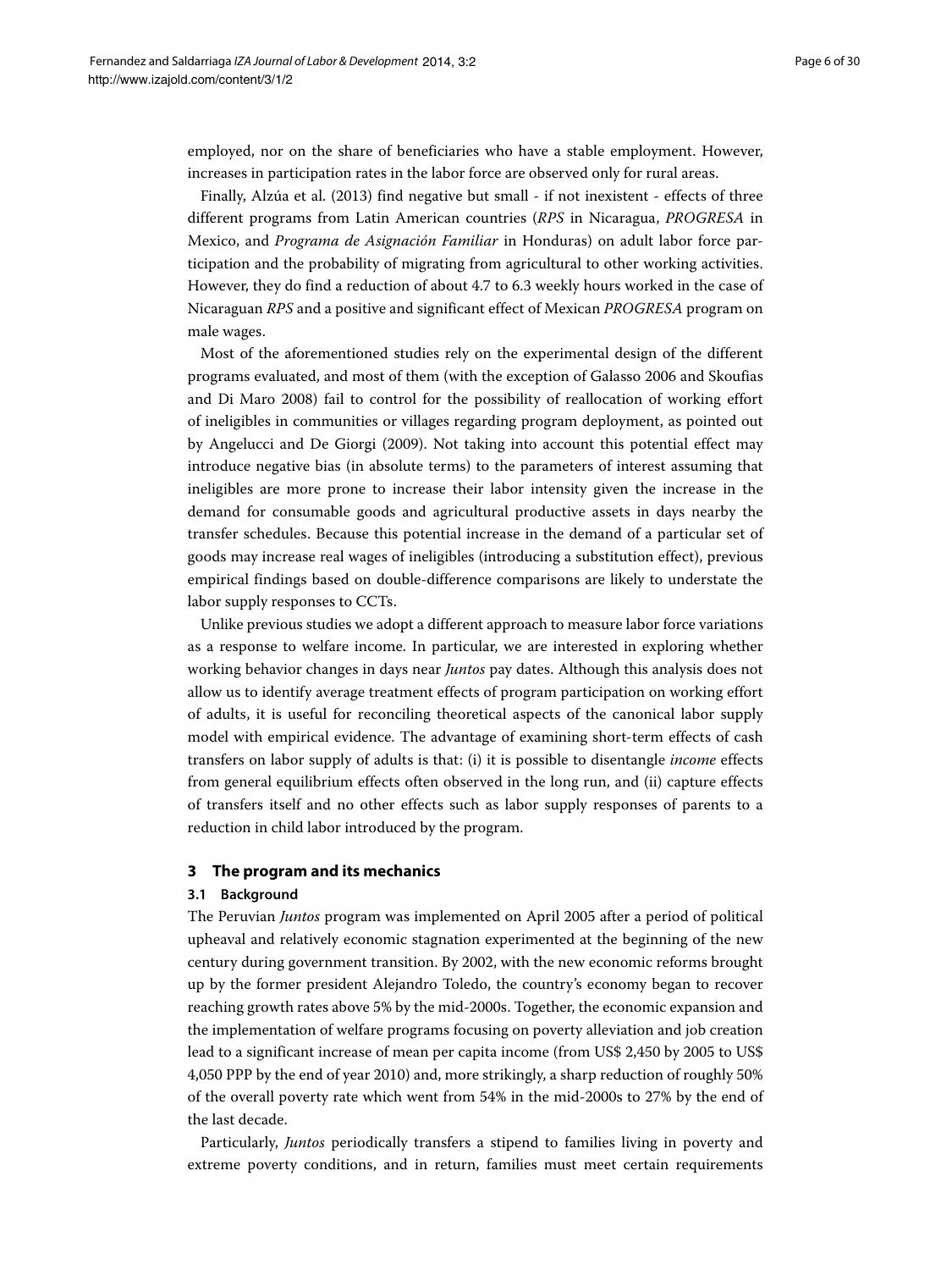employed, nor on the share of beneficiaries who have a stable employment. However, increases in participation rates in the labor force are observed only for rural areas.

Finally, Alzúa et al. (2013) find negative but small - if not inexistent - effects of three different programs from Latin American countries (*RPS* in Nicaragua, *PROGRESA* in Mexico, and *Programa de Asignación Familiar* in Honduras) on adult labor force participation and the probability of migrating from agricultural to other working activities. However, they do find a reduction of about 4.7 to 6.3 weekly hours worked in the case of Nicaraguan *RPS* and a positive and significant effect of Mexican *PROGRESA* program on male wages.

Most of the aforementioned studies rely on the experimental design of the different programs evaluated, and most of them (with the exception of Galasso 2006 and Skoufias and Di Maro 2008) fail to control for the possibility of reallocation of working effort of ineligibles in communities or villages regarding program deployment, as pointed out by Angelucci and De Giorgi (2009). Not taking into account this potential effect may introduce negative bias (in absolute terms) to the parameters of interest assuming that ineligibles are more prone to increase their labor intensity given the increase in the demand for consumable goods and agricultural productive assets in days nearby the transfer schedules. Because this potential increase in the demand of a particular set of goods may increase real wages of ineligibles (introducing a substitution effect), previous empirical findings based on double-difference comparisons are likely to understate the labor supply responses to CCTs.

Unlike previous studies we adopt a different approach to measure labor force variations as a response to welfare income. In particular, we are interested in exploring whether working behavior changes in days near *Juntos* pay dates. Although this analysis does not allow us to identify average treatment effects of program participation on working effort of adults, it is useful for reconciling theoretical aspects of the canonical labor supply model with empirical evidence. The advantage of examining short-term effects of cash transfers on labor supply of adults is that: (i) it is possible to disentangle *income* effects from general equilibrium effects often observed in the long run, and (ii) capture effects of transfers itself and no other effects such as labor supply responses of parents to a reduction in child labor introduced by the program.

## 3 The program and its mechanics

### 3.1 Background

The Peruvian *Juntos* program was implemented on April 2005 after a period of political upheaval and relatively economic stagnation experimented at the beginning of the new century during government transition. By 2002, with the new economic reforms brought up by the former president Alejandro Toledo, the country's economy began to recover reaching growth rates above 5% by the mid-2000s. Together, the economic expansion and the implementation of welfare programs focusing on poverty alleviation and job creation lead to a significant increase of mean per capita income (from US$ 2,450 by 2005 to US$ 4,050 PPP by the end of year 2010) and, more strikingly, a sharp reduction of roughly 50% of the overall poverty rate which went from 54% in the mid-2000s to 27% by the end of the last decade.

Particularly, *Juntos* periodically transfers a stipend to families living in poverty and extreme poverty conditions, and in return, families must meet certain requirements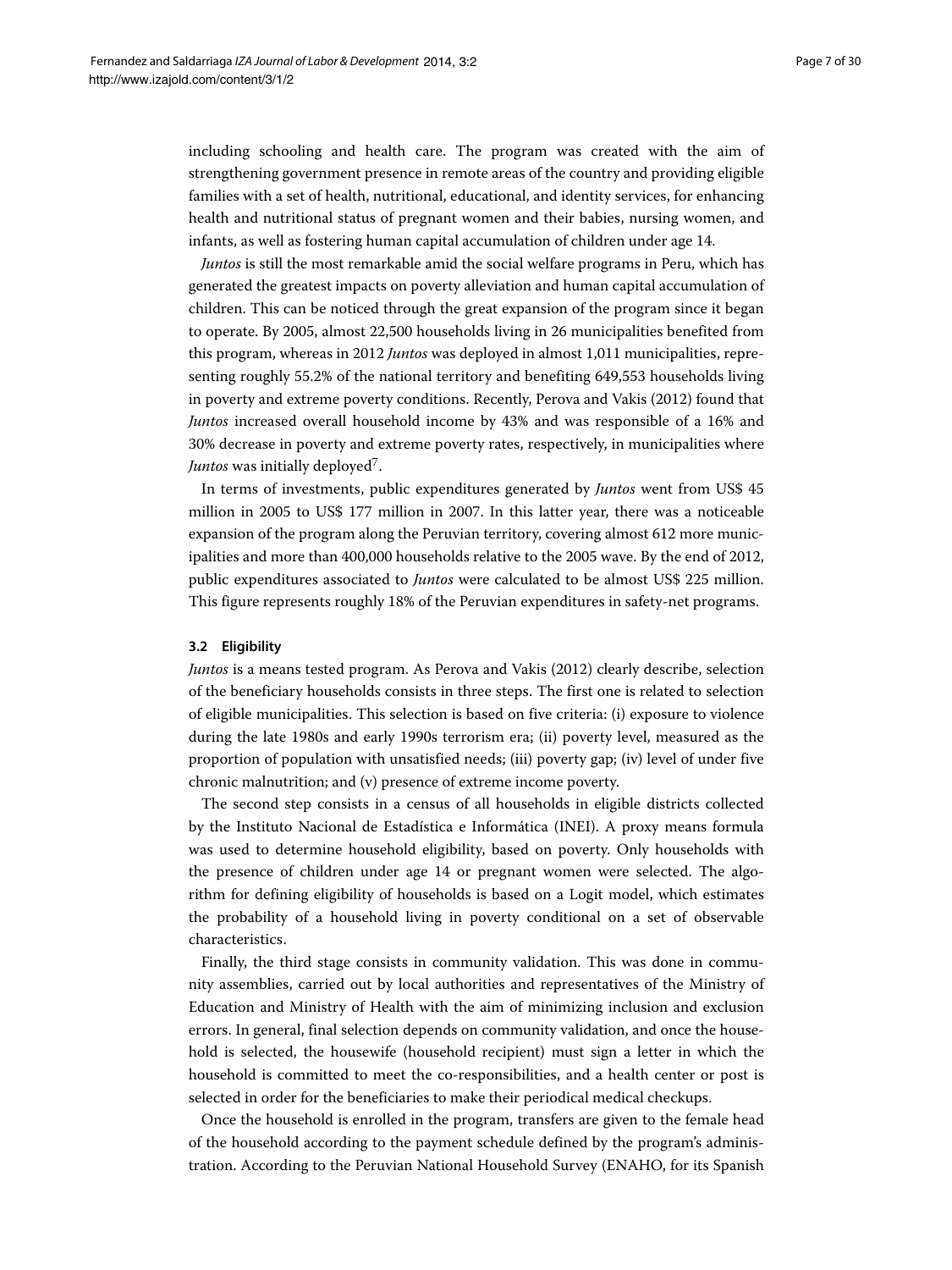including schooling and health care. The program was created with the aim of strengthening government presence in remote areas of the country and providing eligible families with a set of health, nutritional, educational, and identity services, for enhancing health and nutritional status of pregnant women and their babies, nursing women, and infants, as well as fostering human capital accumulation of children under age 14.

*Juntos* is still the most remarkable amid the social welfare programs in Peru, which has generated the greatest impacts on poverty alleviation and human capital accumulation of children. This can be noticed through the great expansion of the program since it began to operate. By 2005, almost 22,500 households living in 26 municipalities benefited from this program, whereas in 2012 *Juntos* was deployed in almost 1,011 municipalities, representing roughly 55.2% of the national territory and benefiting 649,553 households living in poverty and extreme poverty conditions. Recently, Perova and Vakis (2012) found that *Juntos* increased overall household income by 43% and was responsible of a 16% and 30% decrease in poverty and extreme poverty rates, respectively, in municipalities where *Juntos* was initially deployed[7].

In terms of investments, public expenditures generated by *Juntos* went from US$ 45 million in 2005 to US$ 177 million in 2007. In this latter year, there was a noticeable expansion of the program along the Peruvian territory, covering almost 612 more municipalities and more than 400,000 households relative to the 2005 wave. By the end of 2012, public expenditures associated to *Juntos* were calculated to be almost US$ 225 million. This figure represents roughly 18% of the Peruvian expenditures in safety-net programs.

### 3.2 Eligibility

*Juntos* is a means tested program. As Perova and Vakis (2012) clearly describe, selection of the beneficiary households consists in three steps. The first one is related to selection of eligible municipalities. This selection is based on five criteria: (i) exposure to violence during the late 1980s and early 1990s terrorism era; (ii) poverty level, measured as the proportion of population with unsatisfied needs; (iii) poverty gap; (iv) level of under five chronic malnutrition; and (v) presence of extreme income poverty.

The second step consists in a census of all households in eligible districts collected by the Instituto Nacional de Estadística e Informática (INEI). A proxy means formula was used to determine household eligibility, based on poverty. Only households with the presence of children under age 14 or pregnant women were selected. The algorithm for defining eligibility of households is based on a Logit model, which estimates the probability of a household living in poverty conditional on a set of observable characteristics.

Finally, the third stage consists in community validation. This was done in community assemblies, carried out by local authorities and representatives of the Ministry of Education and Ministry of Health with the aim of minimizing inclusion and exclusion errors. In general, final selection depends on community validation, and once the household is selected, the housewife (household recipient) must sign a letter in which the household is committed to meet the co-responsibilities, and a health center or post is selected in order for the beneficiaries to make their periodical medical checkups.

Once the household is enrolled in the program, transfers are given to the female head of the household according to the payment schedule defined by the program's administration. According to the Peruvian National Household Survey (ENAHO, for its Spanish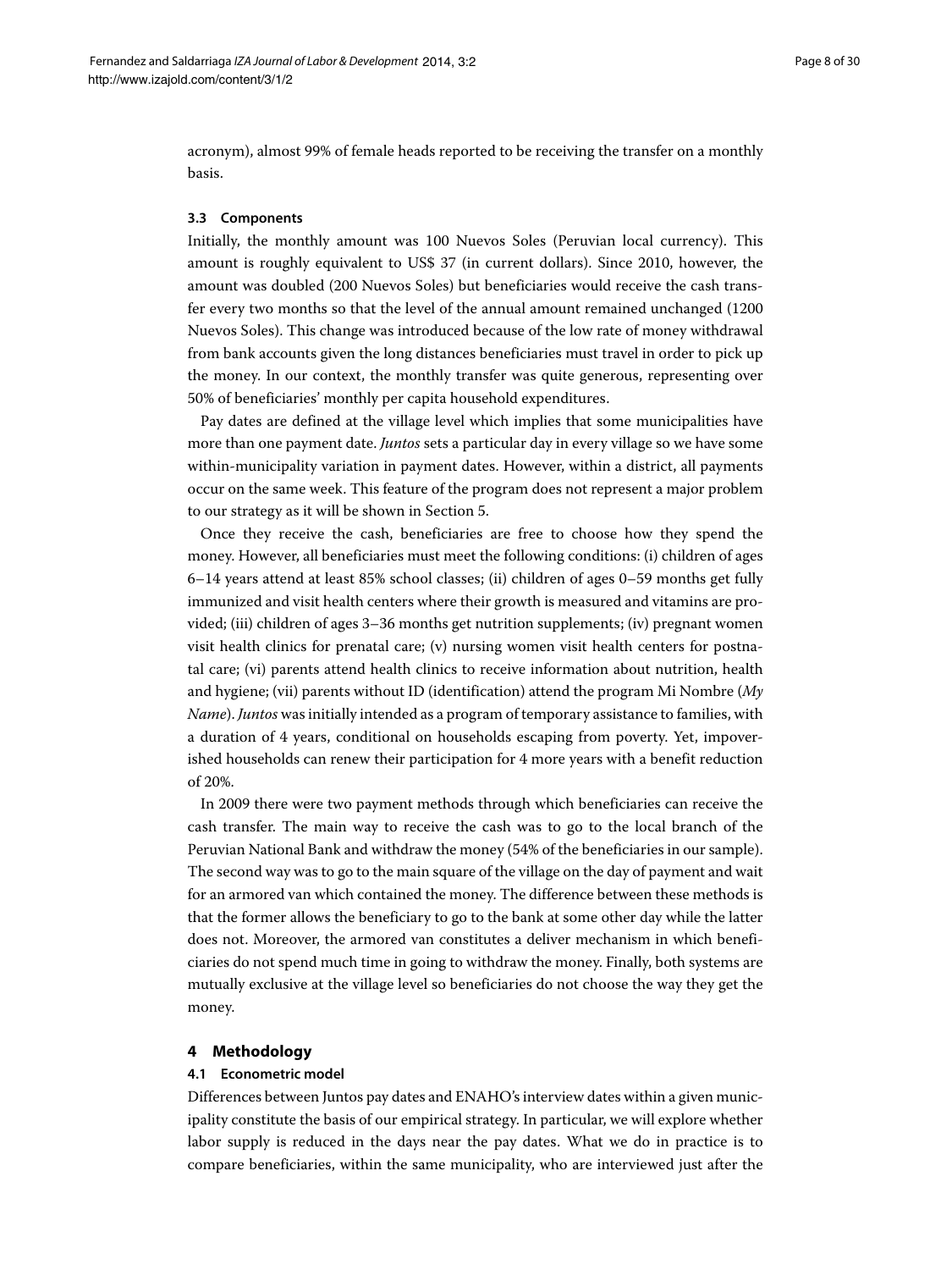acronym), almost 99% of female heads reported to be receiving the transfer on a monthly basis.

### 3.3 Components

Initially, the monthly amount was 100 Nuevos Soles (Peruvian local currency). This amount is roughly equivalent to US$ 37 (in current dollars). Since 2010, however, the amount was doubled (200 Nuevos Soles) but beneficiaries would receive the cash transfer every two months so that the level of the annual amount remained unchanged (1200 Nuevos Soles). This change was introduced because of the low rate of money withdrawal from bank accounts given the long distances beneficiaries must travel in order to pick up the money. In our context, the monthly transfer was quite generous, representing over 50% of beneficiaries' monthly per capita household expenditures.

Pay dates are defined at the village level which implies that some municipalities have more than one payment date. *Juntos* sets a particular day in every village so we have some within-municipality variation in payment dates. However, within a district, all payments occur on the same week. This feature of the program does not represent a major problem to our strategy as it will be shown in Section 5.

Once they receive the cash, beneficiaries are free to choose how they spend the money. However, all beneficiaries must meet the following conditions: (i) children of ages 6–14 years attend at least 85% school classes; (ii) children of ages 0–59 months get fully immunized and visit health centers where their growth is measured and vitamins are provided; (iii) children of ages 3–36 months get nutrition supplements; (iv) pregnant women visit health clinics for prenatal care; (v) nursing women visit health centers for postnatal care; (vi) parents attend health clinics to receive information about nutrition, health and hygiene; (vii) parents without ID (identification) attend the program Mi Nombre (*My Name*). *Juntos* was initially intended as a program of temporary assistance to families, with a duration of 4 years, conditional on households escaping from poverty. Yet, impoverished households can renew their participation for 4 more years with a benefit reduction of 20%.

In 2009 there were two payment methods through which beneficiaries can receive the cash transfer. The main way to receive the cash was to go to the local branch of the Peruvian National Bank and withdraw the money (54% of the beneficiaries in our sample). The second way was to go to the main square of the village on the day of payment and wait for an armored van which contained the money. The difference between these methods is that the former allows the beneficiary to go to the bank at some other day while the latter does not. Moreover, the armored van constitutes a deliver mechanism in which beneficiaries do not spend much time in going to withdraw the money. Finally, both systems are mutually exclusive at the village level so beneficiaries do not choose the way they get the money.

## 4 Methodology

### 4.1 Econometric model

Differences between Juntos pay dates and ENAHO's interview dates within a given municipality constitute the basis of our empirical strategy. In particular, we will explore whether labor supply is reduced in the days near the pay dates. What we do in practice is to compare beneficiaries, within the same municipality, who are interviewed just after the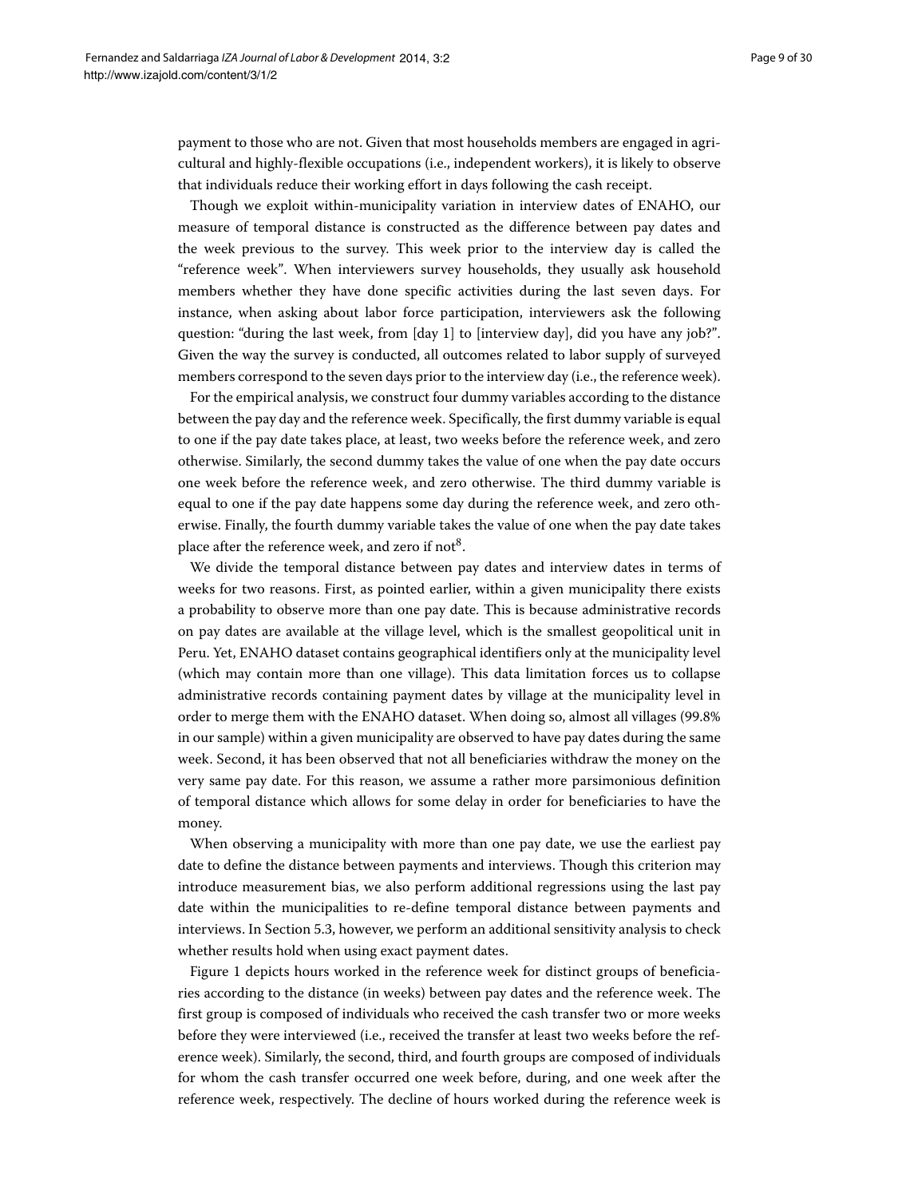payment to those who are not. Given that most households members are engaged in agricultural and highly-flexible occupations (i.e., independent workers), it is likely to observe that individuals reduce their working effort in days following the cash receipt.

Though we exploit within-municipality variation in interview dates of ENAHO, our measure of temporal distance is constructed as the difference between pay dates and the week previous to the survey. This week prior to the interview day is called the "reference week". When interviewers survey households, they usually ask household members whether they have done specific activities during the last seven days. For instance, when asking about labor force participation, interviewers ask the following question: "during the last week, from [day 1] to [interview day], did you have any job?". Given the way the survey is conducted, all outcomes related to labor supply of surveyed members correspond to the seven days prior to the interview day (i.e., the reference week).

For the empirical analysis, we construct four dummy variables according to the distance between the pay day and the reference week. Specifically, the first dummy variable is equal to one if the pay date takes place, at least, two weeks before the reference week, and zero otherwise. Similarly, the second dummy takes the value of one when the pay date occurs one week before the reference week, and zero otherwise. The third dummy variable is equal to one if the pay date happens some day during the reference week, and zero otherwise. Finally, the fourth dummy variable takes the value of one when the pay date takes place after the reference week, and zero if not[8].

We divide the temporal distance between pay dates and interview dates in terms of weeks for two reasons. First, as pointed earlier, within a given municipality there exists a probability to observe more than one pay date. This is because administrative records on pay dates are available at the village level, which is the smallest geopolitical unit in Peru. Yet, ENAHO dataset contains geographical identifiers only at the municipality level (which may contain more than one village). This data limitation forces us to collapse administrative records containing payment dates by village at the municipality level in order to merge them with the ENAHO dataset. When doing so, almost all villages (99.8% in our sample) within a given municipality are observed to have pay dates during the same week. Second, it has been observed that not all beneficiaries withdraw the money on the very same pay date. For this reason, we assume a rather more parsimonious definition of temporal distance which allows for some delay in order for beneficiaries to have the money.

When observing a municipality with more than one pay date, we use the earliest pay date to define the distance between payments and interviews. Though this criterion may introduce measurement bias, we also perform additional regressions using the last pay date within the municipalities to re-define temporal distance between payments and interviews. In Section 5.3, however, we perform an additional sensitivity analysis to check whether results hold when using exact payment dates.

Figure 1 depicts hours worked in the reference week for distinct groups of beneficiaries according to the distance (in weeks) between pay dates and the reference week. The first group is composed of individuals who received the cash transfer two or more weeks before they were interviewed (i.e., received the transfer at least two weeks before the reference week). Similarly, the second, third, and fourth groups are composed of individuals for whom the cash transfer occurred one week before, during, and one week after the reference week, respectively. The decline of hours worked during the reference week is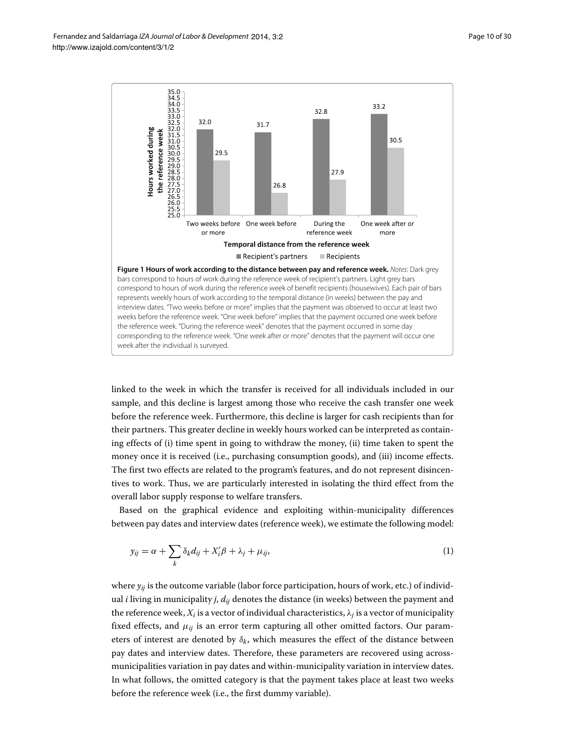**Figure 1 Hours of work according to the distance between pay and reference week.** *Notes*: Dark grey bars correspond to hours of work during the reference week of recipient's partners. Light grey bars correspond to hours of work during the reference week of benefit recipients (housewives). Each pair of bars represents weekly hours of work according to the temporal distance (in weeks) between the pay and interview dates. "Two weeks before or more" implies that the payment was observed to occur at least two weeks before the reference week. "One week before" implies that the payment occurred one week before the reference week. "During the reference week" denotes that the payment occurred in some day corresponding to the reference week. "One week after or more" denotes that the payment will occur one week after the individual is surveyed.

linked to the week in which the transfer is received for all individuals included in our sample, and this decline is largest among those who receive the cash transfer one week before the reference week. Furthermore, this decline is larger for cash recipients than for their partners. This greater decline in weekly hours worked can be interpreted as containing effects of (i) time spent in going to withdraw the money, (ii) time taken to spent the money once it is received (i.e., purchasing consumption goods), and (iii) income effects. The first two effects are related to the program's features, and do not represent disincentives to work. Thus, we are particularly interested in isolating the third effect from the overall labor supply response to welfare transfers.

Based on the graphical evidence and exploiting within-municipality differences between pay dates and interview dates (reference week), we estimate the following model:

$$y_{ij} = \alpha + \sum_k \delta_k d_{ij} + X_i'\beta + \lambda_j + \mu_{ij}, \tag{1}$$

where $y_{ij}$ is the outcome variable (labor force participation, hours of work, etc.) of individual $i$ living in municipality $j$, $d_{ij}$ denotes the distance (in weeks) between the payment and the reference week, $X_i$ is a vector of individual characteristics, $\lambda_j$ is a vector of municipality fixed effects, and $\mu_{ij}$ is an error term capturing all other omitted factors. Our parameters of interest are denoted by $\delta_k$, which measures the effect of the distance between pay dates and interview dates. Therefore, these parameters are recovered using across-municipalities variation in pay dates and within-municipality variation in interview dates. In what follows, the omitted category is that the payment takes place at least two weeks before the reference week (i.e., the first dummy variable).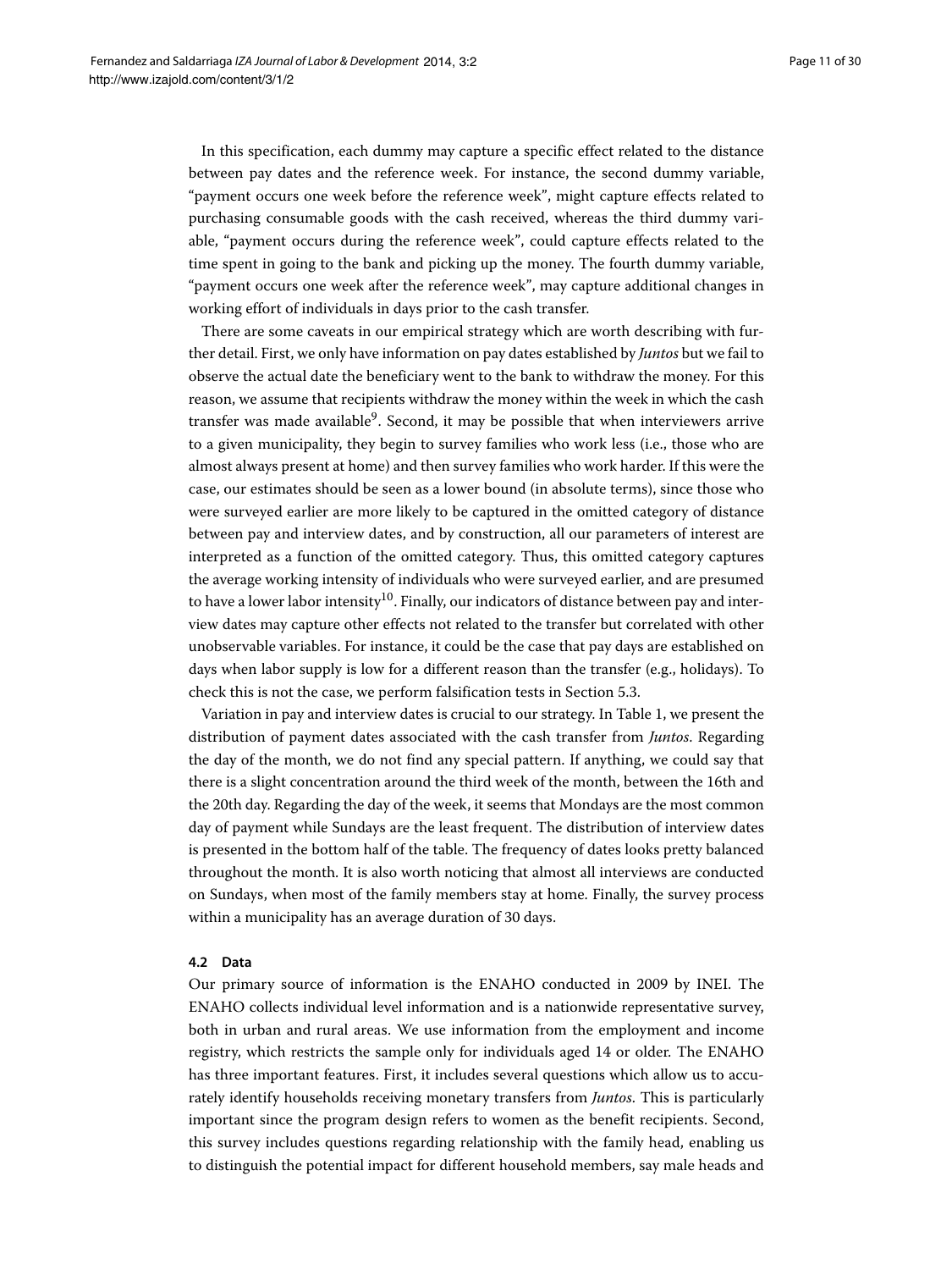In this specification, each dummy may capture a specific effect related to the distance between pay dates and the reference week. For instance, the second dummy variable, "payment occurs one week before the reference week", might capture effects related to purchasing consumable goods with the cash received, whereas the third dummy variable, "payment occurs during the reference week", could capture effects related to the time spent in going to the bank and picking up the money. The fourth dummy variable, "payment occurs one week after the reference week", may capture additional changes in working effort of individuals in days prior to the cash transfer.

There are some caveats in our empirical strategy which are worth describing with further detail. First, we only have information on pay dates established by *Juntos* but we fail to observe the actual date the beneficiary went to the bank to withdraw the money. For this reason, we assume that recipients withdraw the money within the week in which the cash transfer was made available[9]. Second, it may be possible that when interviewers arrive to a given municipality, they begin to survey families who work less (i.e., those who are almost always present at home) and then survey families who work harder. If this were the case, our estimates should be seen as a lower bound (in absolute terms), since those who were surveyed earlier are more likely to be captured in the omitted category of distance between pay and interview dates, and by construction, all our parameters of interest are interpreted as a function of the omitted category. Thus, this omitted category captures the average working intensity of individuals who were surveyed earlier, and are presumed to have a lower labor intensity[10]. Finally, our indicators of distance between pay and interview dates may capture other effects not related to the transfer but correlated with other unobservable variables. For instance, it could be the case that pay days are established on days when labor supply is low for a different reason than the transfer (e.g., holidays). To check this is not the case, we perform falsification tests in Section 5.3.

Variation in pay and interview dates is crucial to our strategy. In Table 1, we present the distribution of payment dates associated with the cash transfer from *Juntos*. Regarding the day of the month, we do not find any special pattern. If anything, we could say that there is a slight concentration around the third week of the month, between the 16th and the 20th day. Regarding the day of the week, it seems that Mondays are the most common day of payment while Sundays are the least frequent. The distribution of interview dates is presented in the bottom half of the table. The frequency of dates looks pretty balanced throughout the month. It is also worth noticing that almost all interviews are conducted on Sundays, when most of the family members stay at home. Finally, the survey process within a municipality has an average duration of 30 days.

### 4.2 Data

Our primary source of information is the ENAHO conducted in 2009 by INEI. The ENAHO collects individual level information and is a nationwide representative survey, both in urban and rural areas. We use information from the employment and income registry, which restricts the sample only for individuals aged 14 or older. The ENAHO has three important features. First, it includes several questions which allow us to accurately identify households receiving monetary transfers from *Juntos*. This is particularly important since the program design refers to women as the benefit recipients. Second, this survey includes questions regarding relationship with the family head, enabling us to distinguish the potential impact for different household members, say male heads and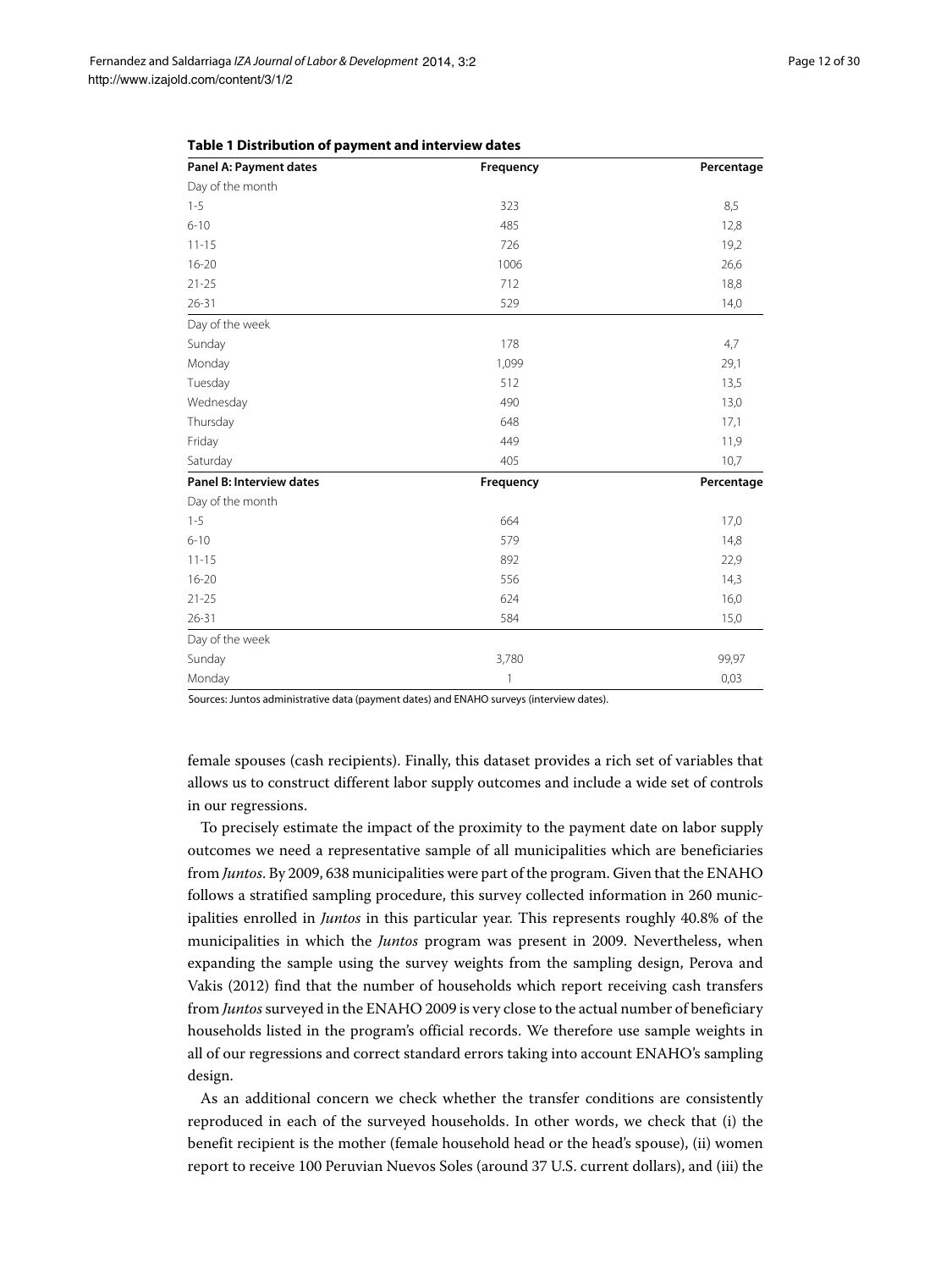**Table 1 Distribution of payment and interview dates**

| Panel A: Payment dates | Frequency | Percentage |
|---|---|---|
| Day of the month | | |
| 1-5 | 323 | 8,5 |
| 6-10 | 485 | 12,8 |
| 11-15 | 726 | 19,2 |
| 16-20 | 1006 | 26,6 |
| 21-25 | 712 | 18,8 |
| 26-31 | 529 | 14,0 |
| Day of the week | | |
| Sunday | 178 | 4,7 |
| Monday | 1,099 | 29,1 |
| Tuesday | 512 | 13,5 |
| Wednesday | 490 | 13,0 |
| Thursday | 648 | 17,1 |
| Friday | 449 | 11,9 |
| Saturday | 405 | 10,7 |
| **Panel B: Interview dates** | **Frequency** | **Percentage** |
| Day of the month | | |
| 1-5 | 664 | 17,0 |
| 6-10 | 579 | 14,8 |
| 11-15 | 892 | 22,9 |
| 16-20 | 556 | 14,3 |
| 21-25 | 624 | 16,0 |
| 26-31 | 584 | 15,0 |
| Day of the week | | |
| Sunday | 3,780 | 99,97 |
| Monday | 1 | 0,03 |

Sources: Juntos administrative data (payment dates) and ENAHO surveys (interview dates).

female spouses (cash recipients). Finally, this dataset provides a rich set of variables that allows us to construct different labor supply outcomes and include a wide set of controls in our regressions.

To precisely estimate the impact of the proximity to the payment date on labor supply outcomes we need a representative sample of all municipalities which are beneficiaries from *Juntos*. By 2009, 638 municipalities were part of the program. Given that the ENAHO follows a stratified sampling procedure, this survey collected information in 260 municipalities enrolled in *Juntos* in this particular year. This represents roughly 40.8% of the municipalities in which the *Juntos* program was present in 2009. Nevertheless, when expanding the sample using the survey weights from the sampling design, Perova and Vakis (2012) find that the number of households which report receiving cash transfers from *Juntos* surveyed in the ENAHO 2009 is very close to the actual number of beneficiary households listed in the program's official records. We therefore use sample weights in all of our regressions and correct standard errors taking into account ENAHO's sampling design.

As an additional concern we check whether the transfer conditions are consistently reproduced in each of the surveyed households. In other words, we check that (i) the benefit recipient is the mother (female household head or the head's spouse), (ii) women report to receive 100 Peruvian Nuevos Soles (around 37 U.S. current dollars), and (iii) the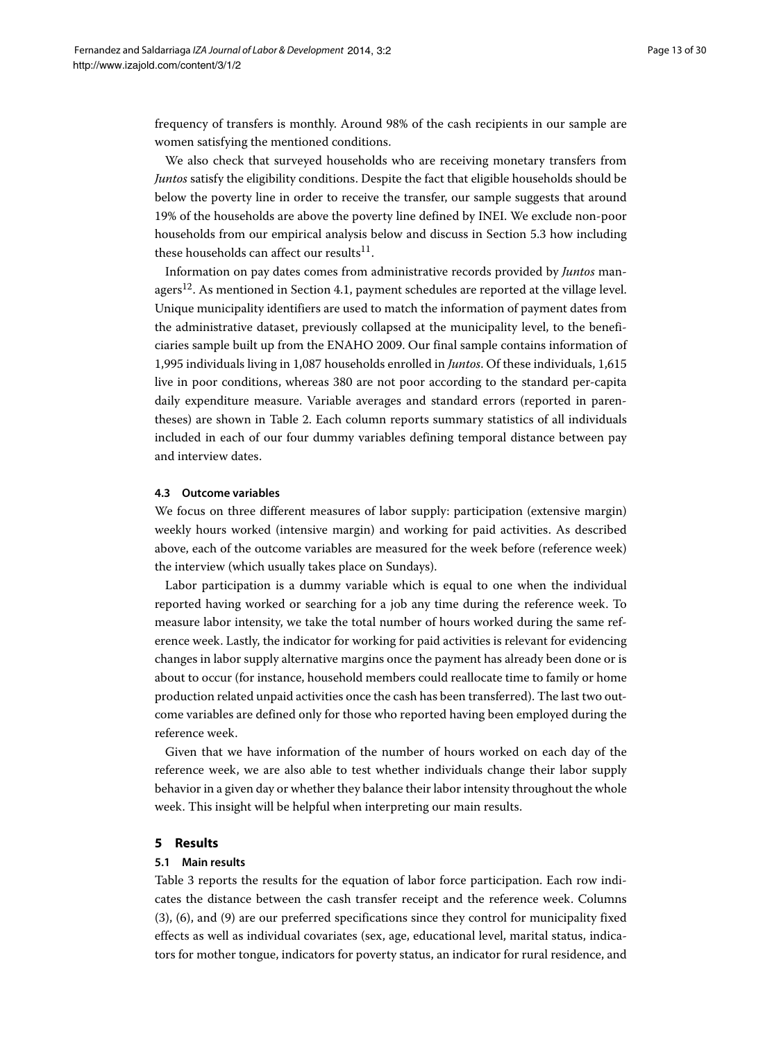frequency of transfers is monthly. Around 98% of the cash recipients in our sample are women satisfying the mentioned conditions.

We also check that surveyed households who are receiving monetary transfers from *Juntos* satisfy the eligibility conditions. Despite the fact that eligible households should be below the poverty line in order to receive the transfer, our sample suggests that around 19% of the households are above the poverty line defined by INEI. We exclude non-poor households from our empirical analysis below and discuss in Section 5.3 how including these households can affect our results[11].

Information on pay dates comes from administrative records provided by *Juntos* managers[12]. As mentioned in Section 4.1, payment schedules are reported at the village level. Unique municipality identifiers are used to match the information of payment dates from the administrative dataset, previously collapsed at the municipality level, to the beneficiaries sample built up from the ENAHO 2009. Our final sample contains information of 1,995 individuals living in 1,087 households enrolled in *Juntos*. Of these individuals, 1,615 live in poor conditions, whereas 380 are not poor according to the standard per-capita daily expenditure measure. Variable averages and standard errors (reported in parentheses) are shown in Table 2. Each column reports summary statistics of all individuals included in each of our four dummy variables defining temporal distance between pay and interview dates.

### 4.3 Outcome variables

We focus on three different measures of labor supply: participation (extensive margin) weekly hours worked (intensive margin) and working for paid activities. As described above, each of the outcome variables are measured for the week before (reference week) the interview (which usually takes place on Sundays).

Labor participation is a dummy variable which is equal to one when the individual reported having worked or searching for a job any time during the reference week. To measure labor intensity, we take the total number of hours worked during the same reference week. Lastly, the indicator for working for paid activities is relevant for evidencing changes in labor supply alternative margins once the payment has already been done or is about to occur (for instance, household members could reallocate time to family or home production related unpaid activities once the cash has been transferred). The last two outcome variables are defined only for those who reported having been employed during the reference week.

Given that we have information of the number of hours worked on each day of the reference week, we are also able to test whether individuals change their labor supply behavior in a given day or whether they balance their labor intensity throughout the whole week. This insight will be helpful when interpreting our main results.

## 5 Results

### 5.1 Main results

Table 3 reports the results for the equation of labor force participation. Each row indicates the distance between the cash transfer receipt and the reference week. Columns (3), (6), and (9) are our preferred specifications since they control for municipality fixed effects as well as individual covariates (sex, age, educational level, marital status, indicators for mother tongue, indicators for poverty status, an indicator for rural residence, and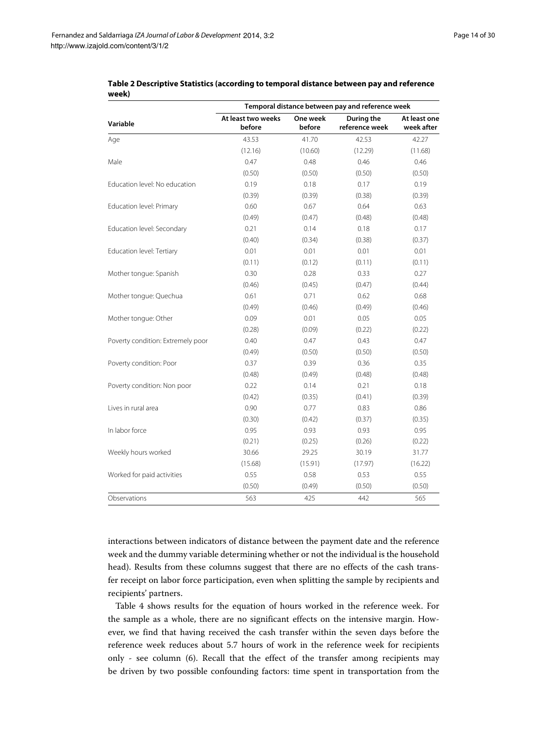**Table 2 Descriptive Statistics (according to temporal distance between pay and reference week)**

| Variable | Temporal distance between pay and reference week | | | |
|---|---|---|---|---|
| | At least two weeks before | One week before | During the reference week | At least one week after |
| Age | 43.53 | 41.70 | 42.53 | 42.27 |
| | (12.16) | (10.60) | (12.29) | (11.68) |
| Male | 0.47 | 0.48 | 0.46 | 0.46 |
| | (0.50) | (0.50) | (0.50) | (0.50) |
| Education level: No education | 0.19 | 0.18 | 0.17 | 0.19 |
| | (0.39) | (0.39) | (0.38) | (0.39) |
| Education level: Primary | 0.60 | 0.67 | 0.64 | 0.63 |
| | (0.49) | (0.47) | (0.48) | (0.48) |
| Education level: Secondary | 0.21 | 0.14 | 0.18 | 0.17 |
| | (0.40) | (0.34) | (0.38) | (0.37) |
| Education level: Tertiary | 0.01 | 0.01 | 0.01 | 0.01 |
| | (0.11) | (0.12) | (0.11) | (0.11) |
| Mother tongue: Spanish | 0.30 | 0.28 | 0.33 | 0.27 |
| | (0.46) | (0.45) | (0.47) | (0.44) |
| Mother tongue: Quechua | 0.61 | 0.71 | 0.62 | 0.68 |
| | (0.49) | (0.46) | (0.49) | (0.46) |
| Mother tongue: Other | 0.09 | 0.01 | 0.05 | 0.05 |
| | (0.28) | (0.09) | (0.22) | (0.22) |
| Poverty condition: Extremely poor | 0.40 | 0.47 | 0.43 | 0.47 |
| | (0.49) | (0.50) | (0.50) | (0.50) |
| Poverty condition: Poor | 0.37 | 0.39 | 0.36 | 0.35 |
| | (0.48) | (0.49) | (0.48) | (0.48) |
| Poverty condition: Non poor | 0.22 | 0.14 | 0.21 | 0.18 |
| | (0.42) | (0.35) | (0.41) | (0.39) |
| Lives in rural area | 0.90 | 0.77 | 0.83 | 0.86 |
| | (0.30) | (0.42) | (0.37) | (0.35) |
| In labor force | 0.95 | 0.93 | 0.93 | 0.95 |
| | (0.21) | (0.25) | (0.26) | (0.22) |
| Weekly hours worked | 30.66 | 29.25 | 30.19 | 31.77 |
| | (15.68) | (15.91) | (17.97) | (16.22) |
| Worked for paid activities | 0.55 | 0.58 | 0.53 | 0.55 |
| | (0.50) | (0.49) | (0.50) | (0.50) |
| Observations | 563 | 425 | 442 | 565 |

interactions between indicators of distance between the payment date and the reference week and the dummy variable determining whether or not the individual is the household head). Results from these columns suggest that there are no effects of the cash transfer receipt on labor force participation, even when splitting the sample by recipients and recipients' partners.

Table 4 shows results for the equation of hours worked in the reference week. For the sample as a whole, there are no significant effects on the intensive margin. However, we find that having received the cash transfer within the seven days before the reference week reduces about 5.7 hours of work in the reference week for recipients only - see column (6). Recall that the effect of the transfer among recipients may be driven by two possible confounding factors: time spent in transportation from the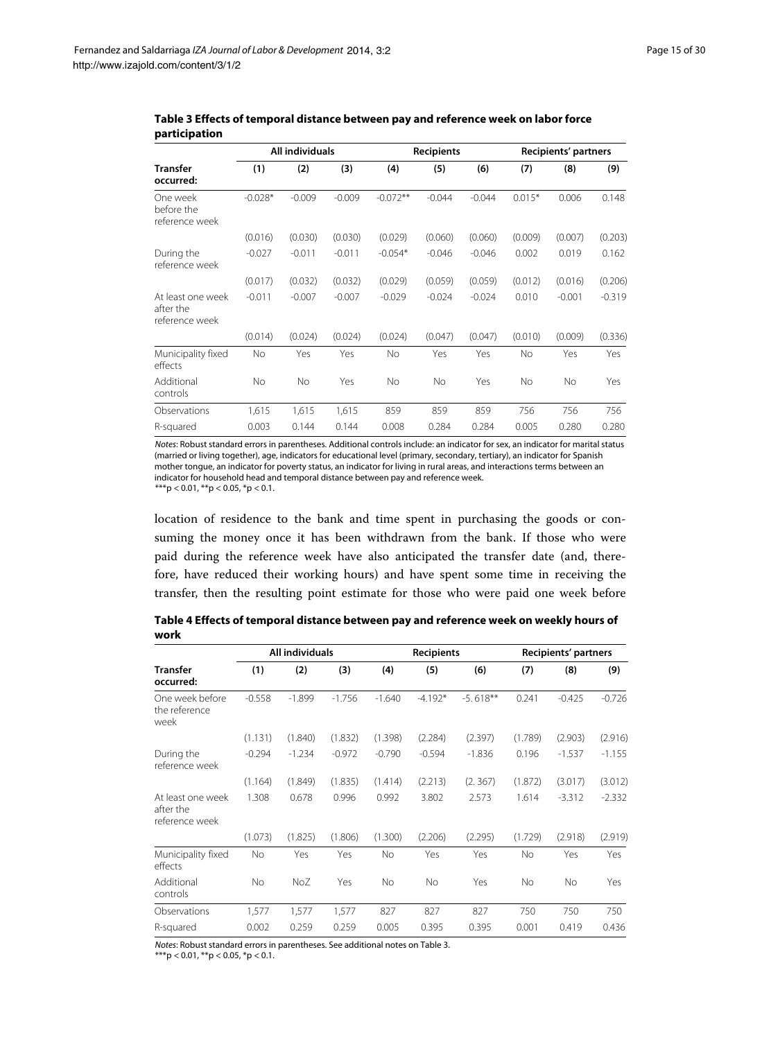**Table 3 Effects of temporal distance between pay and reference week on labor force participation**

| | All individuals | | | Recipients | | | Recipients' partners | | |
|---|---|---|---|---|---|---|---|---|---|
| **Transfer occurred:** | **(1)** | **(2)** | **(3)** | **(4)** | **(5)** | **(6)** | **(7)** | **(8)** | **(9)** |
| One week before the reference week | -0.028* | -0.009 | -0.009 | -0.072** | -0.044 | -0.044 | 0.015* | 0.006 | 0.148 |
| | (0.016) | (0.030) | (0.030) | (0.029) | (0.060) | (0.060) | (0.009) | (0.007) | (0.203) |
| During the reference week | -0.027 | -0.011 | -0.011 | -0.054* | -0.046 | -0.046 | 0.002 | 0.019 | 0.162 |
| | (0.017) | (0.032) | (0.032) | (0.029) | (0.059) | (0.059) | (0.012) | (0.016) | (0.206) |
| At least one week after the reference week | -0.011 | -0.007 | -0.007 | -0.029 | -0.024 | -0.024 | 0.010 | -0.001 | -0.319 |
| | (0.014) | (0.024) | (0.024) | (0.024) | (0.047) | (0.047) | (0.010) | (0.009) | (0.336) |
| Municipality fixed effects | No | Yes | Yes | No | Yes | Yes | No | Yes | Yes |
| Additional controls | No | No | Yes | No | No | Yes | No | No | Yes |
| Observations | 1,615 | 1,615 | 1,615 | 859 | 859 | 859 | 756 | 756 | 756 |
| R-squared | 0.003 | 0.144 | 0.144 | 0.008 | 0.284 | 0.284 | 0.005 | 0.280 | 0.280 |

*Notes*: Robust standard errors in parentheses. Additional controls include: an indicator for sex, an indicator for marital status (married or living together), age, indicators for educational level (primary, secondary, tertiary), an indicator for Spanish mother tongue, an indicator for poverty status, an indicator for living in rural areas, and interactions terms between an indicator for household head and temporal distance between pay and reference week.
***p < 0.01, **p < 0.05, *p < 0.1.

location of residence to the bank and time spent in purchasing the goods or consuming the money once it has been withdrawn from the bank. If those who were paid during the reference week have also anticipated the transfer date (and, therefore, have reduced their working hours) and have spent some time in receiving the transfer, then the resulting point estimate for those who were paid one week before

**Table 4 Effects of temporal distance between pay and reference week on weekly hours of work**

| | All individuals | | | Recipients | | | Recipients' partners | | |
|---|---|---|---|---|---|---|---|---|---|
| **Transfer occurred:** | **(1)** | **(2)** | **(3)** | **(4)** | **(5)** | **(6)** | **(7)** | **(8)** | **(9)** |
| One week before the reference week | -0.558 | -1.899 | -1.756 | -1.640 | -4.192* | -5.618** | 0.241 | -0.425 | -0.726 |
| | (1.131) | (1.840) | (1.832) | (1.398) | (2.284) | (2.397) | (1.789) | (2.903) | (2.916) |
| During the reference week | -0.294 | -1.234 | -0.972 | -0.790 | -0.594 | -1.836 | 0.196 | -1.537 | -1.155 |
| | (1.164) | (1.849) | (1.835) | (1.414) | (2.213) | (2.367) | (1.872) | (3.017) | (3.012) |
| At least one week after the reference week | 1.308 | 0.678 | 0.996 | 0.992 | 3.802 | 2.573 | 1.614 | -3.312 | -2.332 |
| | (1.073) | (1.825) | (1.806) | (1.300) | (2.206) | (2.295) | (1.729) | (2.918) | (2.919) |
| Municipality fixed effects | No | Yes | Yes | No | Yes | Yes | No | Yes | Yes |
| Additional controls | No | NoZ | Yes | No | No | Yes | No | No | Yes |
| Observations | 1,577 | 1,577 | 1,577 | 827 | 827 | 827 | 750 | 750 | 750 |
| R-squared | 0.002 | 0.259 | 0.259 | 0.005 | 0.395 | 0.395 | 0.001 | 0.419 | 0.436 |

*Notes*: Robust standard errors in parentheses. See additional notes on Table 3.
***p < 0.01, **p < 0.05, *p < 0.1.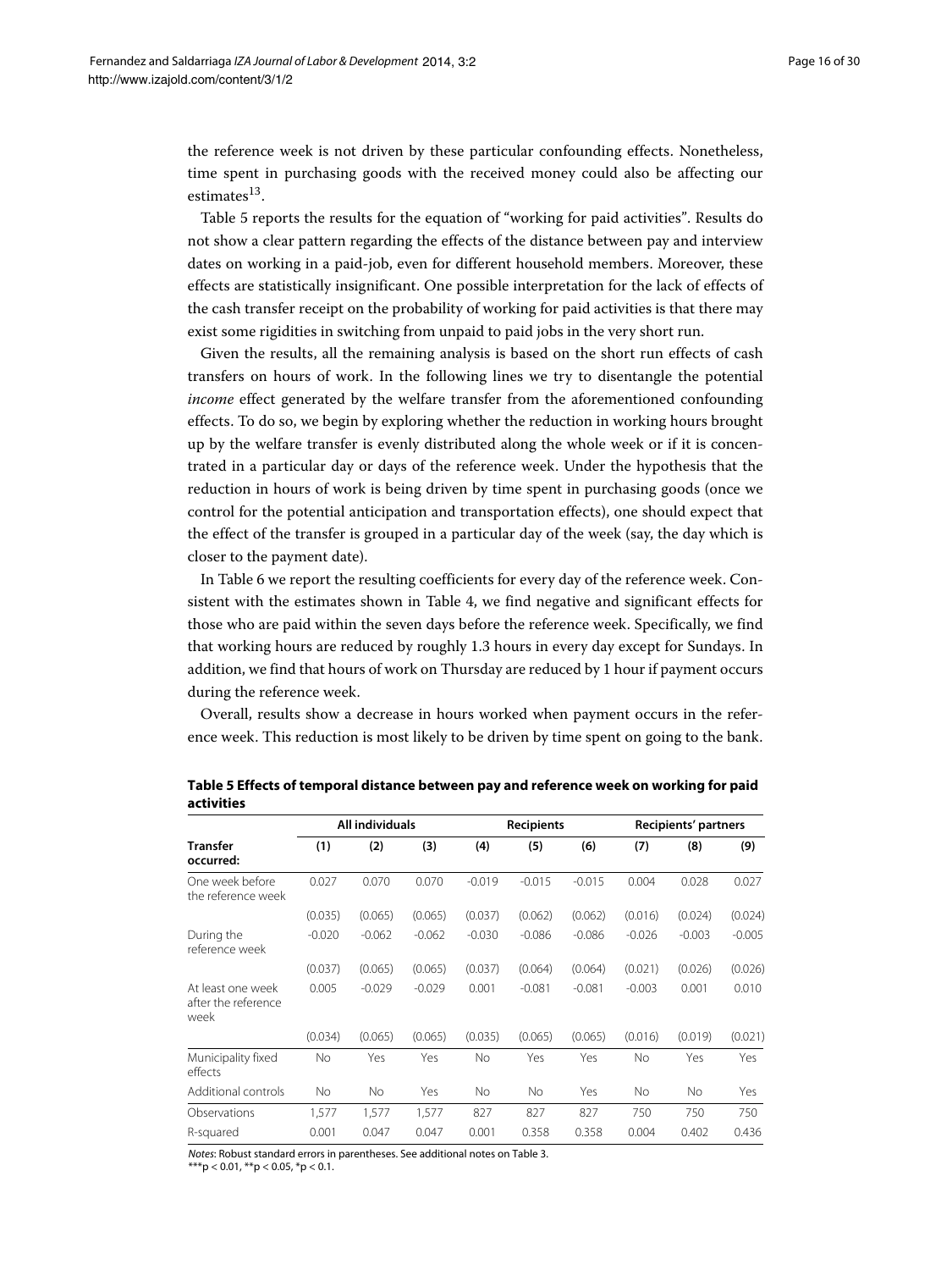the reference week is not driven by these particular confounding effects. Nonetheless, time spent in purchasing goods with the received money could also be affecting our estimates[13].

Table 5 reports the results for the equation of "working for paid activities". Results do not show a clear pattern regarding the effects of the distance between pay and interview dates on working in a paid-job, even for different household members. Moreover, these effects are statistically insignificant. One possible interpretation for the lack of effects of the cash transfer receipt on the probability of working for paid activities is that there may exist some rigidities in switching from unpaid to paid jobs in the very short run.

Given the results, all the remaining analysis is based on the short run effects of cash transfers on hours of work. In the following lines we try to disentangle the potential *income* effect generated by the welfare transfer from the aforementioned confounding effects. To do so, we begin by exploring whether the reduction in working hours brought up by the welfare transfer is evenly distributed along the whole week or if it is concentrated in a particular day or days of the reference week. Under the hypothesis that the reduction in hours of work is being driven by time spent in purchasing goods (once we control for the potential anticipation and transportation effects), one should expect that the effect of the transfer is grouped in a particular day of the week (say, the day which is closer to the payment date).

In Table 6 we report the resulting coefficients for every day of the reference week. Consistent with the estimates shown in Table 4, we find negative and significant effects for those who are paid within the seven days before the reference week. Specifically, we find that working hours are reduced by roughly 1.3 hours in every day except for Sundays. In addition, we find that hours of work on Thursday are reduced by 1 hour if payment occurs during the reference week.

Overall, results show a decrease in hours worked when payment occurs in the reference week. This reduction is most likely to be driven by time spent on going to the bank.

**Table 5 Effects of temporal distance between pay and reference week on working for paid activities**

| | All individuals | | | Recipients | | | Recipients' partners | | |
|---|---|---|---|---|---|---|---|---|---|
| **Transfer occurred:** | **(1)** | **(2)** | **(3)** | **(4)** | **(5)** | **(6)** | **(7)** | **(8)** | **(9)** |
| One week before the reference week | 0.027 | 0.070 | 0.070 | -0.019 | -0.015 | -0.015 | 0.004 | 0.028 | 0.027 |
| | (0.035) | (0.065) | (0.065) | (0.037) | (0.062) | (0.062) | (0.016) | (0.024) | (0.024) |
| During the reference week | -0.020 | -0.062 | -0.062 | -0.030 | -0.086 | -0.086 | -0.026 | -0.003 | -0.005 |
| | (0.037) | (0.065) | (0.065) | (0.037) | (0.064) | (0.064) | (0.021) | (0.026) | (0.026) |
| At least one week after the reference week | 0.005 | -0.029 | -0.029 | 0.001 | -0.081 | -0.081 | -0.003 | 0.001 | 0.010 |
| | (0.034) | (0.065) | (0.065) | (0.035) | (0.065) | (0.065) | (0.016) | (0.019) | (0.021) |
| Municipality fixed effects | No | Yes | Yes | No | Yes | Yes | No | Yes | Yes |
| Additional controls | No | No | Yes | No | No | Yes | No | No | Yes |
| Observations | 1,577 | 1,577 | 1,577 | 827 | 827 | 827 | 750 | 750 | 750 |
| R-squared | 0.001 | 0.047 | 0.047 | 0.001 | 0.358 | 0.358 | 0.004 | 0.402 | 0.436 |

*Notes*: Robust standard errors in parentheses. See additional notes on Table 3.
***p < 0.01, **p < 0.05, *p < 0.1.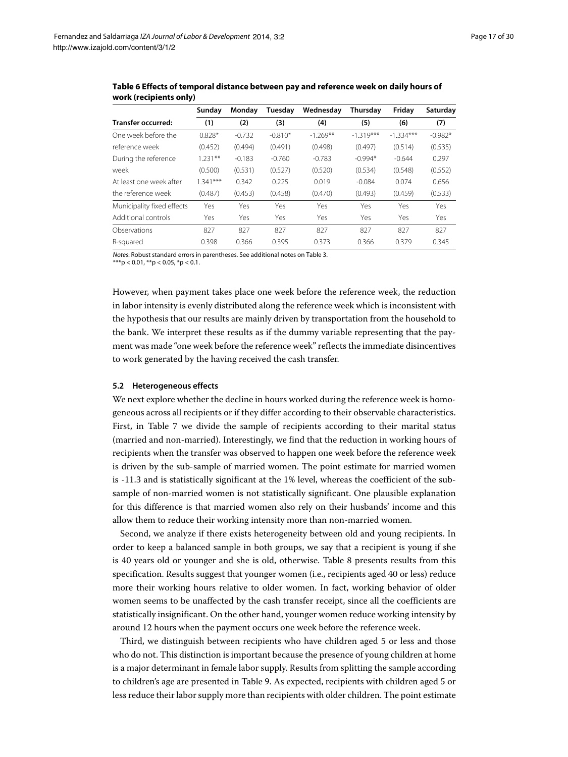**Table 6 Effects of temporal distance between pay and reference week on daily hours of work (recipients only)**

| | Sunday | Monday | Tuesday | Wednesday | Thursday | Friday | Saturday |
|---|---|---|---|---|---|---|---|
| **Transfer occurred:** | **(1)** | **(2)** | **(3)** | **(4)** | **(5)** | **(6)** | **(7)** |
| One week before the reference week | 0.828* | -0.732 | -0.810* | -1.269** | -1.319*** | -1.334*** | -0.982* |
| | (0.452) | (0.494) | (0.491) | (0.498) | (0.497) | (0.514) | (0.535) |
| During the reference week | 1.231** | -0.183 | -0.760 | -0.783 | -0.994* | -0.644 | 0.297 |
| | (0.500) | (0.531) | (0.527) | (0.520) | (0.534) | (0.548) | (0.552) |
| At least one week after the reference week | 1.341*** | 0.342 | 0.225 | 0.019 | -0.084 | 0.074 | 0.656 |
| | (0.487) | (0.453) | (0.458) | (0.470) | (0.493) | (0.459) | (0.533) |
| Municipality fixed effects | Yes | Yes | Yes | Yes | Yes | Yes | Yes |
| Additional controls | Yes | Yes | Yes | Yes | Yes | Yes | Yes |
| Observations | 827 | 827 | 827 | 827 | 827 | 827 | 827 |
| R-squared | 0.398 | 0.366 | 0.395 | 0.373 | 0.366 | 0.379 | 0.345 |

*Notes*: Robust standard errors in parentheses. See additional notes on Table 3.
***p < 0.01, **p < 0.05, *p < 0.1.

However, when payment takes place one week before the reference week, the reduction in labor intensity is evenly distributed along the reference week which is inconsistent with the hypothesis that our results are mainly driven by transportation from the household to the bank. We interpret these results as if the dummy variable representing that the payment was made "one week before the reference week" reflects the immediate disincentives to work generated by the having received the cash transfer.

### 5.2 Heterogeneous effects

We next explore whether the decline in hours worked during the reference week is homogeneous across all recipients or if they differ according to their observable characteristics. First, in Table 7 we divide the sample of recipients according to their marital status (married and non-married). Interestingly, we find that the reduction in working hours of recipients when the transfer was observed to happen one week before the reference week is driven by the sub-sample of married women. The point estimate for married women is -11.3 and is statistically significant at the 1% level, whereas the coefficient of the sub-sample of non-married women is not statistically significant. One plausible explanation for this difference is that married women also rely on their husbands' income and this allow them to reduce their working intensity more than non-married women.

Second, we analyze if there exists heterogeneity between old and young recipients. In order to keep a balanced sample in both groups, we say that a recipient is young if she is 40 years old or younger and she is old, otherwise. Table 8 presents results from this specification. Results suggest that younger women (i.e., recipients aged 40 or less) reduce more their working hours relative to older women. In fact, working behavior of older women seems to be unaffected by the cash transfer receipt, since all the coefficients are statistically insignificant. On the other hand, younger women reduce working intensity by around 12 hours when the payment occurs one week before the reference week.

Third, we distinguish between recipients who have children aged 5 or less and those who do not. This distinction is important because the presence of young children at home is a major determinant in female labor supply. Results from splitting the sample according to children's age are presented in Table 9. As expected, recipients with children aged 5 or less reduce their labor supply more than recipients with older children. The point estimate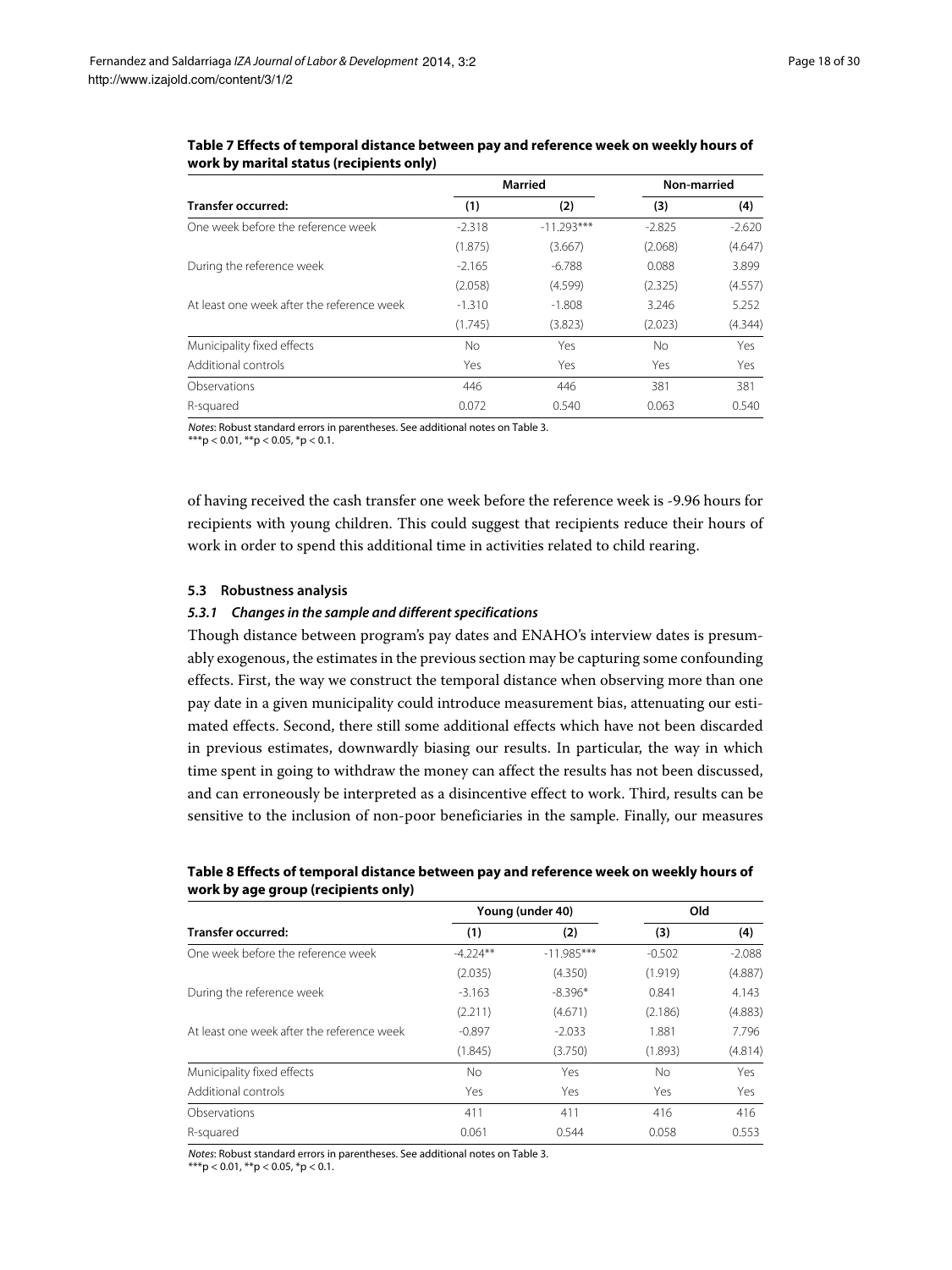**Table 7 Effects of temporal distance between pay and reference week on weekly hours of work by marital status (recipients only)**

| | Married | | Non-married | |
|---|---|---|---|---|
| **Transfer occurred:** | **(1)** | **(2)** | **(3)** | **(4)** |
| One week before the reference week | -2.318 | -11.293*** | -2.825 | -2.620 |
| | (1.875) | (3.667) | (2.068) | (4.647) |
| During the reference week | -2.165 | -6.788 | 0.088 | 3.899 |
| | (2.058) | (4.599) | (2.325) | (4.557) |
| At least one week after the reference week | -1.310 | -1.808 | 3.246 | 5.252 |
| | (1.745) | (3.823) | (2.023) | (4.344) |
| Municipality fixed effects | No | Yes | No | Yes |
| Additional controls | Yes | Yes | Yes | Yes |
| Observations | 446 | 446 | 381 | 381 |
| R-squared | 0.072 | 0.540 | 0.063 | 0.540 |

*Notes*: Robust standard errors in parentheses. See additional notes on Table 3.
***p < 0.01, **p < 0.05, *p < 0.1.

of having received the cash transfer one week before the reference week is -9.96 hours for recipients with young children. This could suggest that recipients reduce their hours of work in order to spend this additional time in activities related to child rearing.

### 5.3 Robustness analysis

#### *5.3.1 Changes in the sample and different specifications*

Though distance between program's pay dates and ENAHO's interview dates is presumably exogenous, the estimates in the previous section may be capturing some confounding effects. First, the way we construct the temporal distance when observing more than one pay date in a given municipality could introduce measurement bias, attenuating our estimated effects. Second, there still some additional effects which have not been discarded in previous estimates, downwardly biasing our results. In particular, the way in which time spent in going to withdraw the money can affect the results has not been discussed, and can erroneously be interpreted as a disincentive effect to work. Third, results can be sensitive to the inclusion of non-poor beneficiaries in the sample. Finally, our measures

**Table 8 Effects of temporal distance between pay and reference week on weekly hours of work by age group (recipients only)**

| | Young (under 40) | | Old | |
|---|---|---|---|---|
| **Transfer occurred:** | **(1)** | **(2)** | **(3)** | **(4)** |
| One week before the reference week | -4.224** | -11.985*** | -0.502 | -2.088 |
| | (2.035) | (4.350) | (1.919) | (4.887) |
| During the reference week | -3.163 | -8.396* | 0.841 | 4.143 |
| | (2.211) | (4.671) | (2.186) | (4.883) |
| At least one week after the reference week | -0.897 | -2.033 | 1.881 | 7.796 |
| | (1.845) | (3.750) | (1.893) | (4.814) |
| Municipality fixed effects | No | Yes | No | Yes |
| Additional controls | Yes | Yes | Yes | Yes |
| Observations | 411 | 411 | 416 | 416 |
| R-squared | 0.061 | 0.544 | 0.058 | 0.553 |

*Notes*: Robust standard errors in parentheses. See additional notes on Table 3.
***p < 0.01, **p < 0.05, *p < 0.1.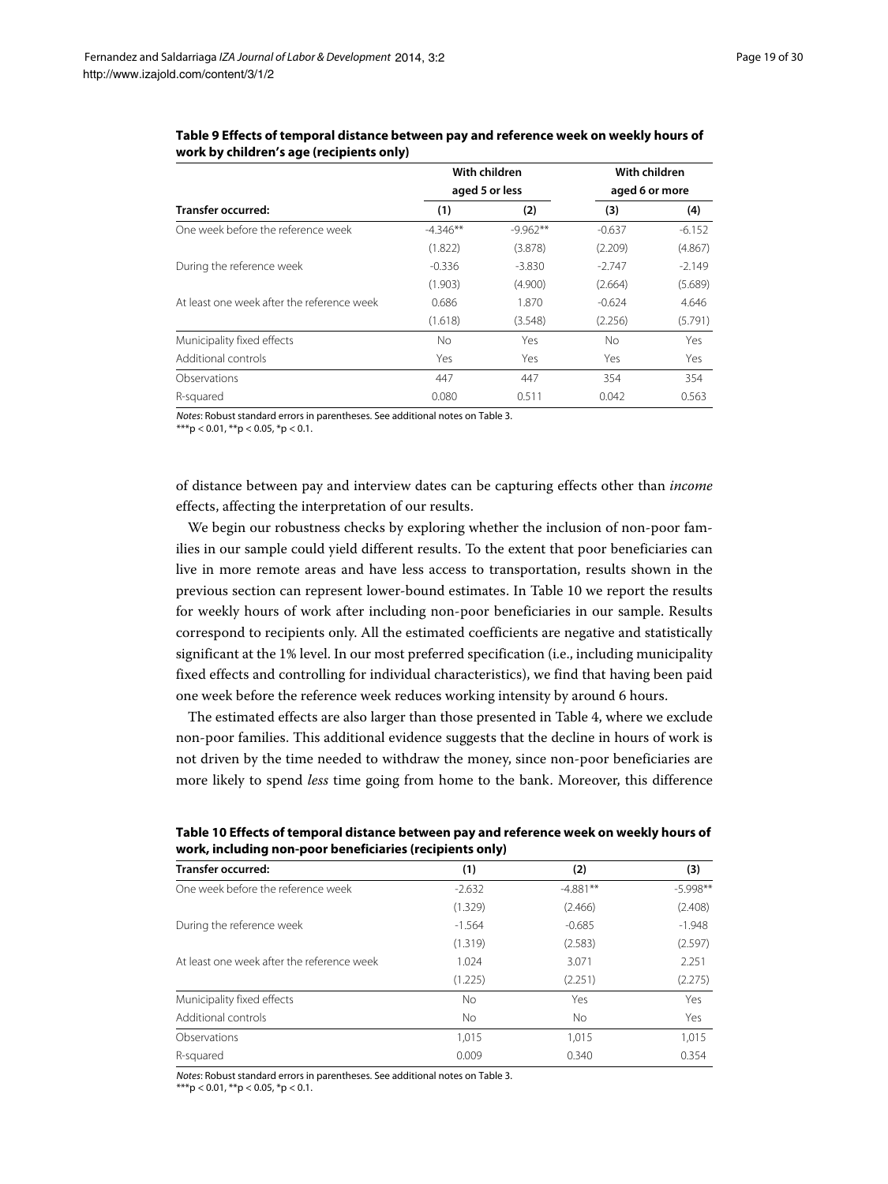**Table 9 Effects of temporal distance between pay and reference week on weekly hours of work by children's age (recipients only)**

| | With children aged 5 or less | | With children aged 6 or more | |
|---|---|---|---|---|
| **Transfer occurred:** | **(1)** | **(2)** | **(3)** | **(4)** |
| One week before the reference week | -4.346** | -9.962** | -0.637 | -6.152 |
| | (1.822) | (3.878) | (2.209) | (4.867) |
| During the reference week | -0.336 | -3.830 | -2.747 | -2.149 |
| | (1.903) | (4.900) | (2.664) | (5.689) |
| At least one week after the reference week | 0.686 | 1.870 | -0.624 | 4.646 |
| | (1.618) | (3.548) | (2.256) | (5.791) |
| Municipality fixed effects | No | Yes | No | Yes |
| Additional controls | Yes | Yes | Yes | Yes |
| Observations | 447 | 447 | 354 | 354 |
| R-squared | 0.080 | 0.511 | 0.042 | 0.563 |

*Notes*: Robust standard errors in parentheses. See additional notes on Table 3.
***p < 0.01, **p < 0.05, *p < 0.1.

of distance between pay and interview dates can be capturing effects other than *income* effects, affecting the interpretation of our results.

We begin our robustness checks by exploring whether the inclusion of non-poor families in our sample could yield different results. To the extent that poor beneficiaries can live in more remote areas and have less access to transportation, results shown in the previous section can represent lower-bound estimates. In Table 10 we report the results for weekly hours of work after including non-poor beneficiaries in our sample. Results correspond to recipients only. All the estimated coefficients are negative and statistically significant at the 1% level. In our most preferred specification (i.e., including municipality fixed effects and controlling for individual characteristics), we find that having been paid one week before the reference week reduces working intensity by around 6 hours.

The estimated effects are also larger than those presented in Table 4, where we exclude non-poor families. This additional evidence suggests that the decline in hours of work is not driven by the time needed to withdraw the money, since non-poor beneficiaries are more likely to spend *less* time going from home to the bank. Moreover, this difference

**Table 10 Effects of temporal distance between pay and reference week on weekly hours of work, including non-poor beneficiaries (recipients only)**

| **Transfer occurred:** | **(1)** | **(2)** | **(3)** |
|---|---|---|---|
| One week before the reference week | -2.632 | -4.881** | -5.998** |
| | (1.329) | (2.466) | (2.408) |
| During the reference week | -1.564 | -0.685 | -1.948 |
| | (1.319) | (2.583) | (2.597) |
| At least one week after the reference week | 1.024 | 3.071 | 2.251 |
| | (1.225) | (2.251) | (2.275) |
| Municipality fixed effects | No | Yes | Yes |
| Additional controls | No | No | Yes |
| Observations | 1,015 | 1,015 | 1,015 |
| R-squared | 0.009 | 0.340 | 0.354 |

*Notes*: Robust standard errors in parentheses. See additional notes on Table 3.
***p < 0.01, **p < 0.05, *p < 0.1.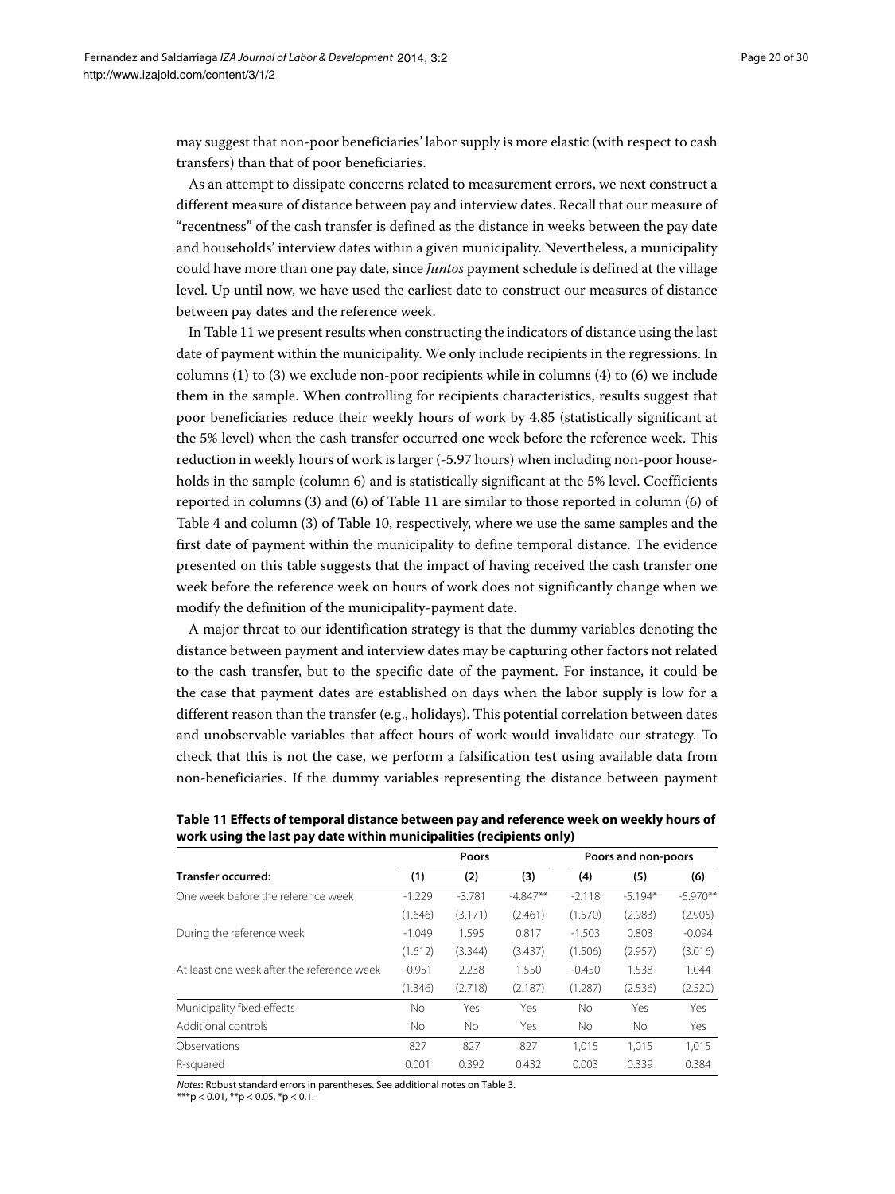may suggest that non-poor beneficiaries' labor supply is more elastic (with respect to cash transfers) than that of poor beneficiaries.

As an attempt to dissipate concerns related to measurement errors, we next construct a different measure of distance between pay and interview dates. Recall that our measure of "recentness" of the cash transfer is defined as the distance in weeks between the pay date and households' interview dates within a given municipality. Nevertheless, a municipality could have more than one pay date, since *Juntos* payment schedule is defined at the village level. Up until now, we have used the earliest date to construct our measures of distance between pay dates and the reference week.

In Table 11 we present results when constructing the indicators of distance using the last date of payment within the municipality. We only include recipients in the regressions. In columns (1) to (3) we exclude non-poor recipients while in columns (4) to (6) we include them in the sample. When controlling for recipients characteristics, results suggest that poor beneficiaries reduce their weekly hours of work by 4.85 (statistically significant at the 5% level) when the cash transfer occurred one week before the reference week. This reduction in weekly hours of work is larger (-5.97 hours) when including non-poor households in the sample (column 6) and is statistically significant at the 5% level. Coefficients reported in columns (3) and (6) of Table 11 are similar to those reported in column (6) of Table 4 and column (3) of Table 10, respectively, where we use the same samples and the first date of payment within the municipality to define temporal distance. The evidence presented on this table suggests that the impact of having received the cash transfer one week before the reference week on hours of work does not significantly change when we modify the definition of the municipality-payment date.

A major threat to our identification strategy is that the dummy variables denoting the distance between payment and interview dates may be capturing other factors not related to the cash transfer, but to the specific date of the payment. For instance, it could be the case that payment dates are established on days when the labor supply is low for a different reason than the transfer (e.g., holidays). This potential correlation between dates and unobservable variables that affect hours of work would invalidate our strategy. To check that this is not the case, we perform a falsification test using available data from non-beneficiaries. If the dummy variables representing the distance between payment

**Table 11 Effects of temporal distance between pay and reference week on weekly hours of work using the last pay date within municipalities (recipients only)**

| | Poors | | | Poors and non-poors | | |
|---|---|---|---|---|---|---|
| **Transfer occurred:** | **(1)** | **(2)** | **(3)** | **(4)** | **(5)** | **(6)** |
| One week before the reference week | -1.229 | -3.781 | -4.847** | -2.118 | -5.194* | -5.970** |
| | (1.646) | (3.171) | (2.461) | (1.570) | (2.983) | (2.905) |
| During the reference week | -1.049 | 1.595 | 0.817 | -1.503 | 0.803 | -0.094 |
| | (1.612) | (3.344) | (3.437) | (1.506) | (2.957) | (3.016) |
| At least one week after the reference week | -0.951 | 2.238 | 1.550 | -0.450 | 1.538 | 1.044 |
| | (1.346) | (2.718) | (2.187) | (1.287) | (2.536) | (2.520) |
| Municipality fixed effects | No | Yes | Yes | No | Yes | Yes |
| Additional controls | No | No | Yes | No | No | Yes |
| Observations | 827 | 827 | 827 | 1,015 | 1,015 | 1,015 |
| R-squared | 0.001 | 0.392 | 0.432 | 0.003 | 0.339 | 0.384 |

*Notes*: Robust standard errors in parentheses. See additional notes on Table 3.
***p < 0.01, **p < 0.05, *p < 0.1.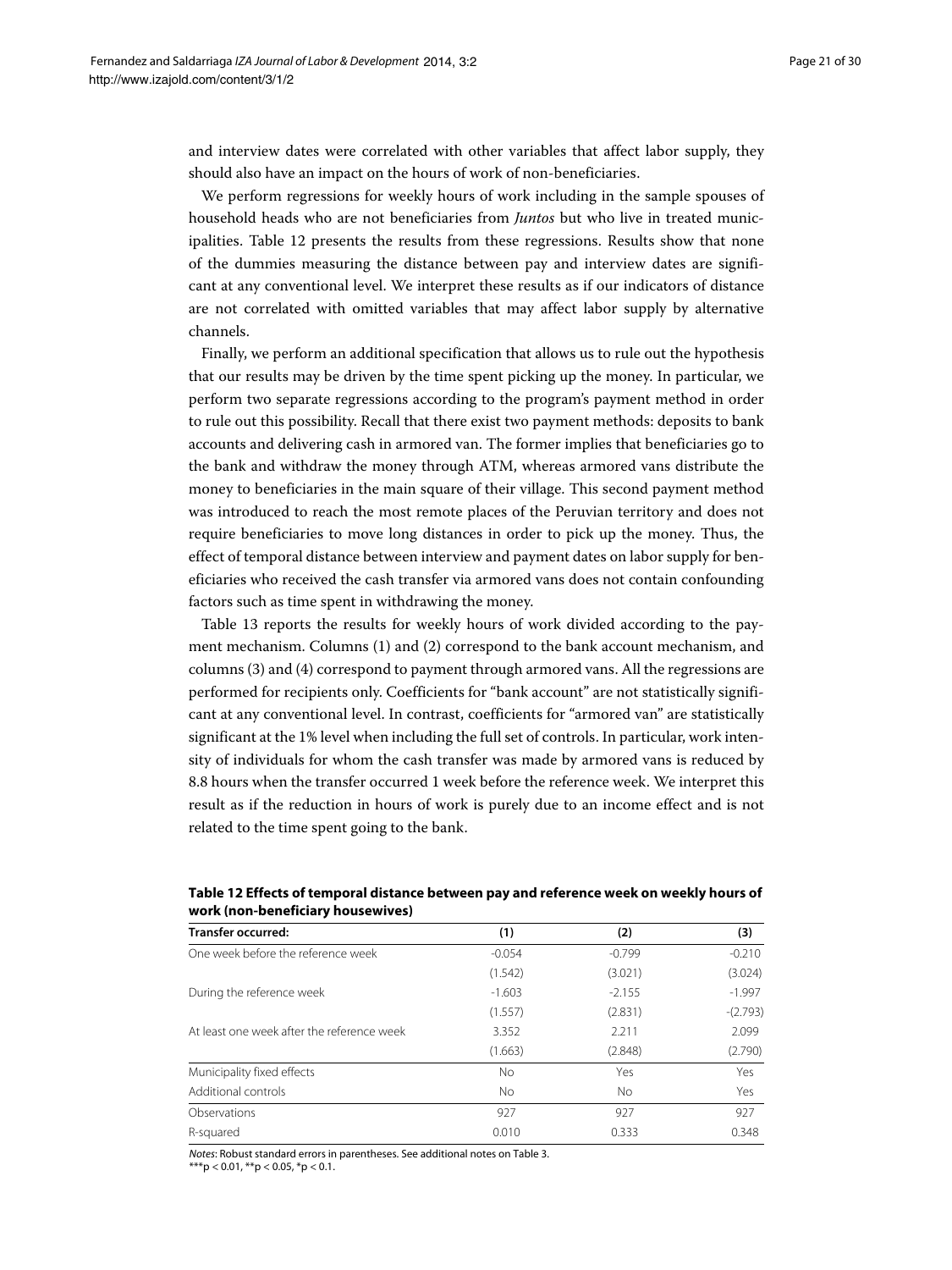and interview dates were correlated with other variables that affect labor supply, they should also have an impact on the hours of work of non-beneficiaries.

We perform regressions for weekly hours of work including in the sample spouses of household heads who are not beneficiaries from *Juntos* but who live in treated municipalities. Table 12 presents the results from these regressions. Results show that none of the dummies measuring the distance between pay and interview dates are significant at any conventional level. We interpret these results as if our indicators of distance are not correlated with omitted variables that may affect labor supply by alternative channels.

Finally, we perform an additional specification that allows us to rule out the hypothesis that our results may be driven by the time spent picking up the money. In particular, we perform two separate regressions according to the program's payment method in order to rule out this possibility. Recall that there exist two payment methods: deposits to bank accounts and delivering cash in armored van. The former implies that beneficiaries go to the bank and withdraw the money through ATM, whereas armored vans distribute the money to beneficiaries in the main square of their village. This second payment method was introduced to reach the most remote places of the Peruvian territory and does not require beneficiaries to move long distances in order to pick up the money. Thus, the effect of temporal distance between interview and payment dates on labor supply for beneficiaries who received the cash transfer via armored vans does not contain confounding factors such as time spent in withdrawing the money.

Table 13 reports the results for weekly hours of work divided according to the payment mechanism. Columns (1) and (2) correspond to the bank account mechanism, and columns (3) and (4) correspond to payment through armored vans. All the regressions are performed for recipients only. Coefficients for "bank account" are not statistically significant at any conventional level. In contrast, coefficients for "armored van" are statistically significant at the 1% level when including the full set of controls. In particular, work intensity of individuals for whom the cash transfer was made by armored vans is reduced by 8.8 hours when the transfer occurred 1 week before the reference week. We interpret this result as if the reduction in hours of work is purely due to an income effect and is not related to the time spent going to the bank.

**Table 12 Effects of temporal distance between pay and reference week on weekly hours of work (non-beneficiary housewives)**

| Transfer occurred: | (1) | (2) | (3) |
|---|---|---|---|
| One week before the reference week | -0.054 | -0.799 | -0.210 |
| | (1.542) | (3.021) | (3.024) |
| During the reference week | -1.603 | -2.155 | -1.997 |
| | (1.557) | (2.831) | -(2.793) |
| At least one week after the reference week | 3.352 | 2.211 | 2.099 |
| | (1.663) | (2.848) | (2.790) |
| Municipality fixed effects | No | Yes | Yes |
| Additional controls | No | No | Yes |
| Observations | 927 | 927 | 927 |
| R-squared | 0.010 | 0.333 | 0.348 |

*Notes*: Robust standard errors in parentheses. See additional notes on Table 3.
***p < 0.01, **p < 0.05, *p < 0.1.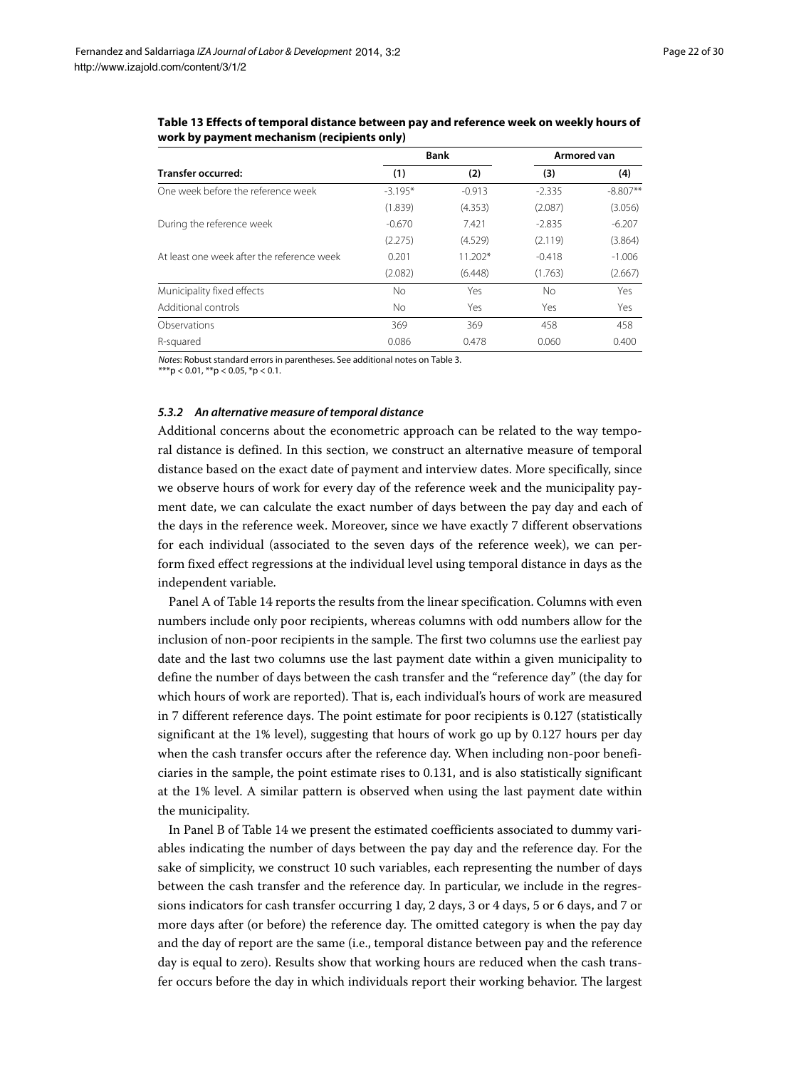**Table 13 Effects of temporal distance between pay and reference week on weekly hours of work by payment mechanism (recipients only)**

| | Bank | | Armored van | |
|---|---|---|---|---|
| **Transfer occurred:** | **(1)** | **(2)** | **(3)** | **(4)** |
| One week before the reference week | -3.195* | -0.913 | -2.335 | -8.807** |
| | (1.839) | (4.353) | (2.087) | (3.056) |
| During the reference week | -0.670 | 7.421 | -2.835 | -6.207 |
| | (2.275) | (4.529) | (2.119) | (3.864) |
| At least one week after the reference week | 0.201 | 11.202* | -0.418 | -1.006 |
| | (2.082) | (6.448) | (1.763) | (2.667) |
| Municipality fixed effects | No | Yes | No | Yes |
| Additional controls | No | Yes | Yes | Yes |
| Observations | 369 | 369 | 458 | 458 |
| R-squared | 0.086 | 0.478 | 0.060 | 0.400 |

*Notes*: Robust standard errors in parentheses. See additional notes on Table 3.
***p < 0.01, **p < 0.05, *p < 0.1.

### *5.3.2 An alternative measure of temporal distance*

Additional concerns about the econometric approach can be related to the way temporal distance is defined. In this section, we construct an alternative measure of temporal distance based on the exact date of payment and interview dates. More specifically, since we observe hours of work for every day of the reference week and the municipality payment date, we can calculate the exact number of days between the pay day and each of the days in the reference week. Moreover, since we have exactly 7 different observations for each individual (associated to the seven days of the reference week), we can perform fixed effect regressions at the individual level using temporal distance in days as the independent variable.

Panel A of Table 14 reports the results from the linear specification. Columns with even numbers include only poor recipients, whereas columns with odd numbers allow for the inclusion of non-poor recipients in the sample. The first two columns use the earliest pay date and the last two columns use the last payment date within a given municipality to define the number of days between the cash transfer and the "reference day" (the day for which hours of work are reported). That is, each individual's hours of work are measured in 7 different reference days. The point estimate for poor recipients is 0.127 (statistically significant at the 1% level), suggesting that hours of work go up by 0.127 hours per day when the cash transfer occurs after the reference day. When including non-poor beneficiaries in the sample, the point estimate rises to 0.131, and is also statistically significant at the 1% level. A similar pattern is observed when using the last payment date within the municipality.

In Panel B of Table 14 we present the estimated coefficients associated to dummy variables indicating the number of days between the pay day and the reference day. For the sake of simplicity, we construct 10 such variables, each representing the number of days between the cash transfer and the reference day. In particular, we include in the regressions indicators for cash transfer occurring 1 day, 2 days, 3 or 4 days, 5 or 6 days, and 7 or more days after (or before) the reference day. The omitted category is when the pay day and the day of report are the same (i.e., temporal distance between pay and the reference day is equal to zero). Results show that working hours are reduced when the cash transfer occurs before the day in which individuals report their working behavior. The largest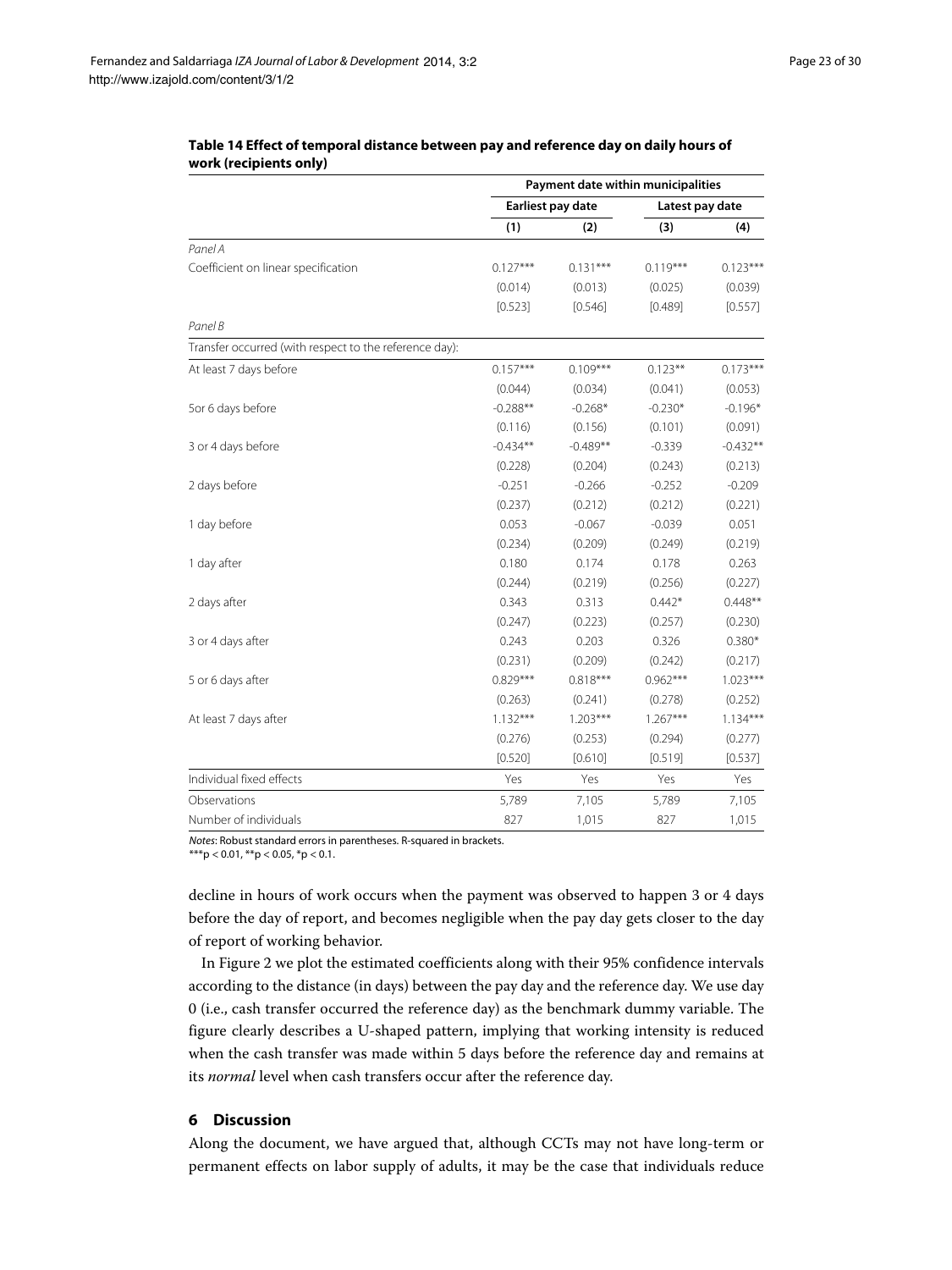**Table 14 Effect of temporal distance between pay and reference day on daily hours of work (recipients only)**

| | Payment date within municipalities | | | |
|---|---|---|---|---|
| | Earliest pay date | | Latest pay date | |
| | (1) | (2) | (3) | (4) |
| *Panel A* | | | | |
| Coefficient on linear specification | 0.127*** | 0.131*** | 0.119*** | 0.123*** |
| | (0.014) | (0.013) | (0.025) | (0.039) |
| | [0.523] | [0.546] | [0.489] | [0.557] |
| *Panel B* | | | | |
| Transfer occurred (with respect to the reference day): | | | | |
| At least 7 days before | 0.157*** | 0.109*** | 0.123** | 0.173*** |
| | (0.044) | (0.034) | (0.041) | (0.053) |
| 5or 6 days before | -0.288** | -0.268* | -0.230* | -0.196* |
| | (0.116) | (0.156) | (0.101) | (0.091) |
| 3 or 4 days before | -0.434** | -0.489** | -0.339 | -0.432** |
| | (0.228) | (0.204) | (0.243) | (0.213) |
| 2 days before | -0.251 | -0.266 | -0.252 | -0.209 |
| | (0.237) | (0.212) | (0.212) | (0.221) |
| 1 day before | 0.053 | -0.067 | -0.039 | 0.051 |
| | (0.234) | (0.209) | (0.249) | (0.219) |
| 1 day after | 0.180 | 0.174 | 0.178 | 0.263 |
| | (0.244) | (0.219) | (0.256) | (0.227) |
| 2 days after | 0.343 | 0.313 | 0.442* | 0.448** |
| | (0.247) | (0.223) | (0.257) | (0.230) |
| 3 or 4 days after | 0.243 | 0.203 | 0.326 | 0.380* |
| | (0.231) | (0.209) | (0.242) | (0.217) |
| 5 or 6 days after | 0.829*** | 0.818*** | 0.962*** | 1.023*** |
| | (0.263) | (0.241) | (0.278) | (0.252) |
| At least 7 days after | 1.132*** | 1.203*** | 1.267*** | 1.134*** |
| | (0.276) | (0.253) | (0.294) | (0.277) |
| | [0.520] | [0.610] | [0.519] | [0.537] |
| Individual fixed effects | Yes | Yes | Yes | Yes |
| Observations | 5,789 | 7,105 | 5,789 | 7,105 |
| Number of individuals | 827 | 1,015 | 827 | 1,015 |

*Notes*: Robust standard errors in parentheses. R-squared in brackets.
***p < 0.01, **p < 0.05, *p < 0.1.

decline in hours of work occurs when the payment was observed to happen 3 or 4 days before the day of report, and becomes negligible when the pay day gets closer to the day of report of working behavior.

In Figure 2 we plot the estimated coefficients along with their 95% confidence intervals according to the distance (in days) between the pay day and the reference day. We use day 0 (i.e., cash transfer occurred the reference day) as the benchmark dummy variable. The figure clearly describes a U-shaped pattern, implying that working intensity is reduced when the cash transfer was made within 5 days before the reference day and remains at its *normal* level when cash transfers occur after the reference day.

## 6 Discussion

Along the document, we have argued that, although CCTs may not have long-term or permanent effects on labor supply of adults, it may be the case that individuals reduce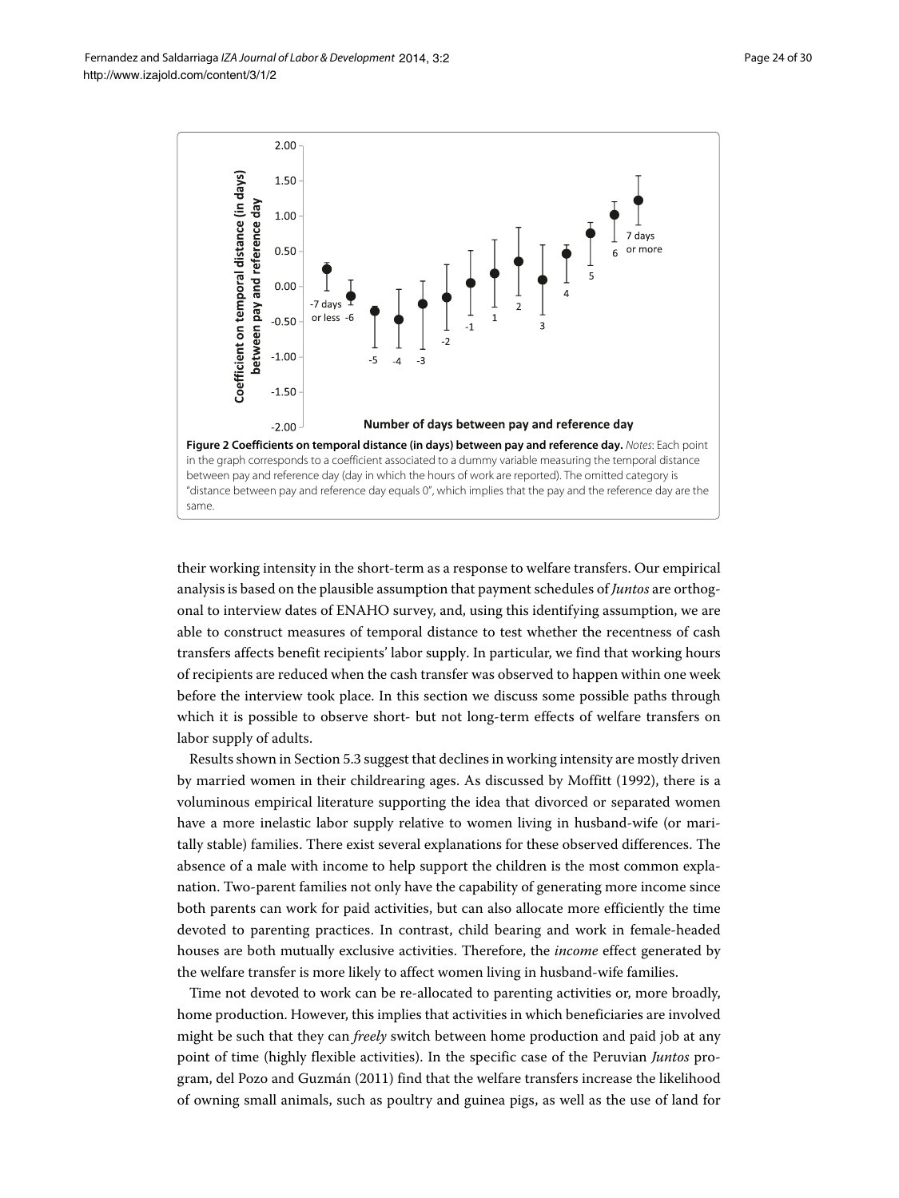**Figure 2 Coefficients on temporal distance (in days) between pay and reference day.** *Notes*: Each point in the graph corresponds to a coefficient associated to a dummy variable measuring the temporal distance between pay and reference day (day in which the hours of work are reported). The omitted category is "distance between pay and reference day equals 0", which implies that the pay and the reference day are the same.

their working intensity in the short-term as a response to welfare transfers. Our empirical analysis is based on the plausible assumption that payment schedules of *Juntos* are orthogonal to interview dates of ENAHO survey, and, using this identifying assumption, we are able to construct measures of temporal distance to test whether the recentness of cash transfers affects benefit recipients' labor supply. In particular, we find that working hours of recipients are reduced when the cash transfer was observed to happen within one week before the interview took place. In this section we discuss some possible paths through which it is possible to observe short- but not long-term effects of welfare transfers on labor supply of adults.

Results shown in Section 5.3 suggest that declines in working intensity are mostly driven by married women in their childrearing ages. As discussed by Moffitt (1992), there is a voluminous empirical literature supporting the idea that divorced or separated women have a more inelastic labor supply relative to women living in husband-wife (or maritally stable) families. There exist several explanations for these observed differences. The absence of a male with income to help support the children is the most common explanation. Two-parent families not only have the capability of generating more income since both parents can work for paid activities, but can also allocate more efficiently the time devoted to parenting practices. In contrast, child bearing and work in female-headed houses are both mutually exclusive activities. Therefore, the *income* effect generated by the welfare transfer is more likely to affect women living in husband-wife families.

Time not devoted to work can be re-allocated to parenting activities or, more broadly, home production. However, this implies that activities in which beneficiaries are involved might be such that they can *freely* switch between home production and paid job at any point of time (highly flexible activities). In the specific case of the Peruvian *Juntos* program, del Pozo and Guzmán (2011) find that the welfare transfers increase the likelihood of owning small animals, such as poultry and guinea pigs, as well as the use of land for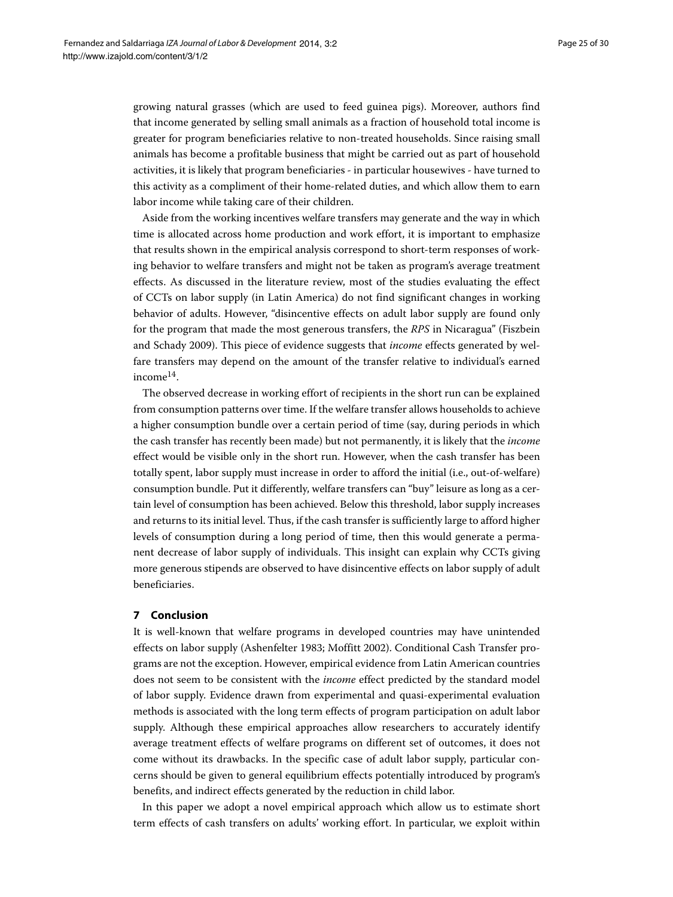growing natural grasses (which are used to feed guinea pigs). Moreover, authors find that income generated by selling small animals as a fraction of household total income is greater for program beneficiaries relative to non-treated households. Since raising small animals has become a profitable business that might be carried out as part of household activities, it is likely that program beneficiaries - in particular housewives - have turned to this activity as a compliment of their home-related duties, and which allow them to earn labor income while taking care of their children.

Aside from the working incentives welfare transfers may generate and the way in which time is allocated across home production and work effort, it is important to emphasize that results shown in the empirical analysis correspond to short-term responses of working behavior to welfare transfers and might not be taken as program's average treatment effects. As discussed in the literature review, most of the studies evaluating the effect of CCTs on labor supply (in Latin America) do not find significant changes in working behavior of adults. However, "disincentive effects on adult labor supply are found only for the program that made the most generous transfers, the *RPS* in Nicaragua" (Fiszbein and Schady 2009). This piece of evidence suggests that *income* effects generated by welfare transfers may depend on the amount of the transfer relative to individual's earned income[14].

The observed decrease in working effort of recipients in the short run can be explained from consumption patterns over time. If the welfare transfer allows households to achieve a higher consumption bundle over a certain period of time (say, during periods in which the cash transfer has recently been made) but not permanently, it is likely that the *income* effect would be visible only in the short run. However, when the cash transfer has been totally spent, labor supply must increase in order to afford the initial (i.e., out-of-welfare) consumption bundle. Put it differently, welfare transfers can "buy" leisure as long as a certain level of consumption has been achieved. Below this threshold, labor supply increases and returns to its initial level. Thus, if the cash transfer is sufficiently large to afford higher levels of consumption during a long period of time, then this would generate a permanent decrease of labor supply of individuals. This insight can explain why CCTs giving more generous stipends are observed to have disincentive effects on labor supply of adult beneficiaries.

## 7 Conclusion

It is well-known that welfare programs in developed countries may have unintended effects on labor supply (Ashenfelter 1983; Moffitt 2002). Conditional Cash Transfer programs are not the exception. However, empirical evidence from Latin American countries does not seem to be consistent with the *income* effect predicted by the standard model of labor supply. Evidence drawn from experimental and quasi-experimental evaluation methods is associated with the long term effects of program participation on adult labor supply. Although these empirical approaches allow researchers to accurately identify average treatment effects of welfare programs on different set of outcomes, it does not come without its drawbacks. In the specific case of adult labor supply, particular concerns should be given to general equilibrium effects potentially introduced by program's benefits, and indirect effects generated by the reduction in child labor.

In this paper we adopt a novel empirical approach which allow us to estimate short term effects of cash transfers on adults' working effort. In particular, we exploit within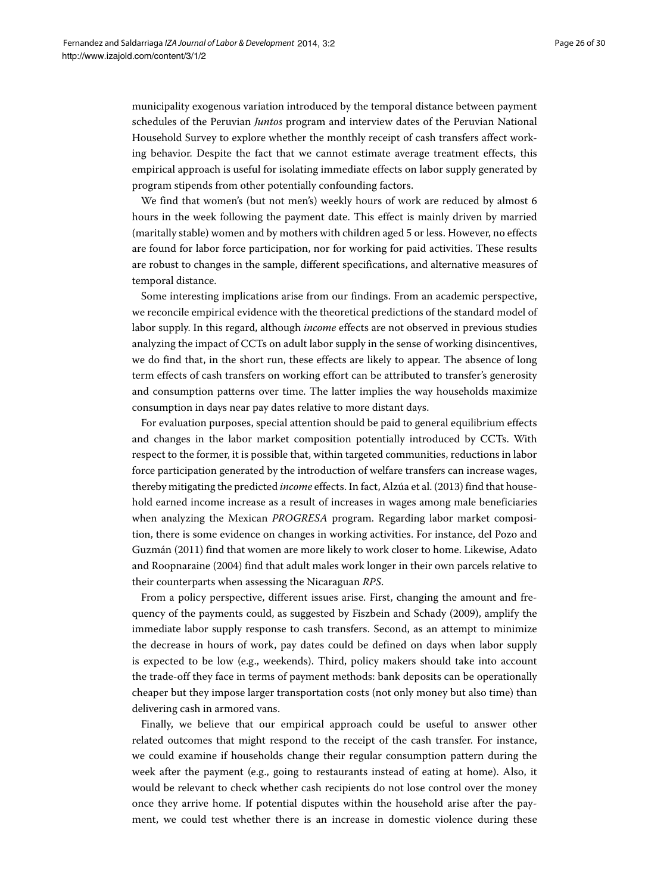municipality exogenous variation introduced by the temporal distance between payment schedules of the Peruvian *Juntos* program and interview dates of the Peruvian National Household Survey to explore whether the monthly receipt of cash transfers affect working behavior. Despite the fact that we cannot estimate average treatment effects, this empirical approach is useful for isolating immediate effects on labor supply generated by program stipends from other potentially confounding factors.

We find that women's (but not men's) weekly hours of work are reduced by almost 6 hours in the week following the payment date. This effect is mainly driven by married (maritally stable) women and by mothers with children aged 5 or less. However, no effects are found for labor force participation, nor for working for paid activities. These results are robust to changes in the sample, different specifications, and alternative measures of temporal distance.

Some interesting implications arise from our findings. From an academic perspective, we reconcile empirical evidence with the theoretical predictions of the standard model of labor supply. In this regard, although *income* effects are not observed in previous studies analyzing the impact of CCTs on adult labor supply in the sense of working disincentives, we do find that, in the short run, these effects are likely to appear. The absence of long term effects of cash transfers on working effort can be attributed to transfer's generosity and consumption patterns over time. The latter implies the way households maximize consumption in days near pay dates relative to more distant days.

For evaluation purposes, special attention should be paid to general equilibrium effects and changes in the labor market composition potentially introduced by CCTs. With respect to the former, it is possible that, within targeted communities, reductions in labor force participation generated by the introduction of welfare transfers can increase wages, thereby mitigating the predicted *income* effects. In fact, Alzúa et al. (2013) find that household earned income increase as a result of increases in wages among male beneficiaries when analyzing the Mexican *PROGRESA* program. Regarding labor market composition, there is some evidence on changes in working activities. For instance, del Pozo and Guzmán (2011) find that women are more likely to work closer to home. Likewise, Adato and Roopnaraine (2004) find that adult males work longer in their own parcels relative to their counterparts when assessing the Nicaraguan *RPS*.

From a policy perspective, different issues arise. First, changing the amount and frequency of the payments could, as suggested by Fiszbein and Schady (2009), amplify the immediate labor supply response to cash transfers. Second, as an attempt to minimize the decrease in hours of work, pay dates could be defined on days when labor supply is expected to be low (e.g., weekends). Third, policy makers should take into account the trade-off they face in terms of payment methods: bank deposits can be operationally cheaper but they impose larger transportation costs (not only money but also time) than delivering cash in armored vans.

Finally, we believe that our empirical approach could be useful to answer other related outcomes that might respond to the receipt of the cash transfer. For instance, we could examine if households change their regular consumption pattern during the week after the payment (e.g., going to restaurants instead of eating at home). Also, it would be relevant to check whether cash recipients do not lose control over the money once they arrive home. If potential disputes within the household arise after the payment, we could test whether there is an increase in domestic violence during these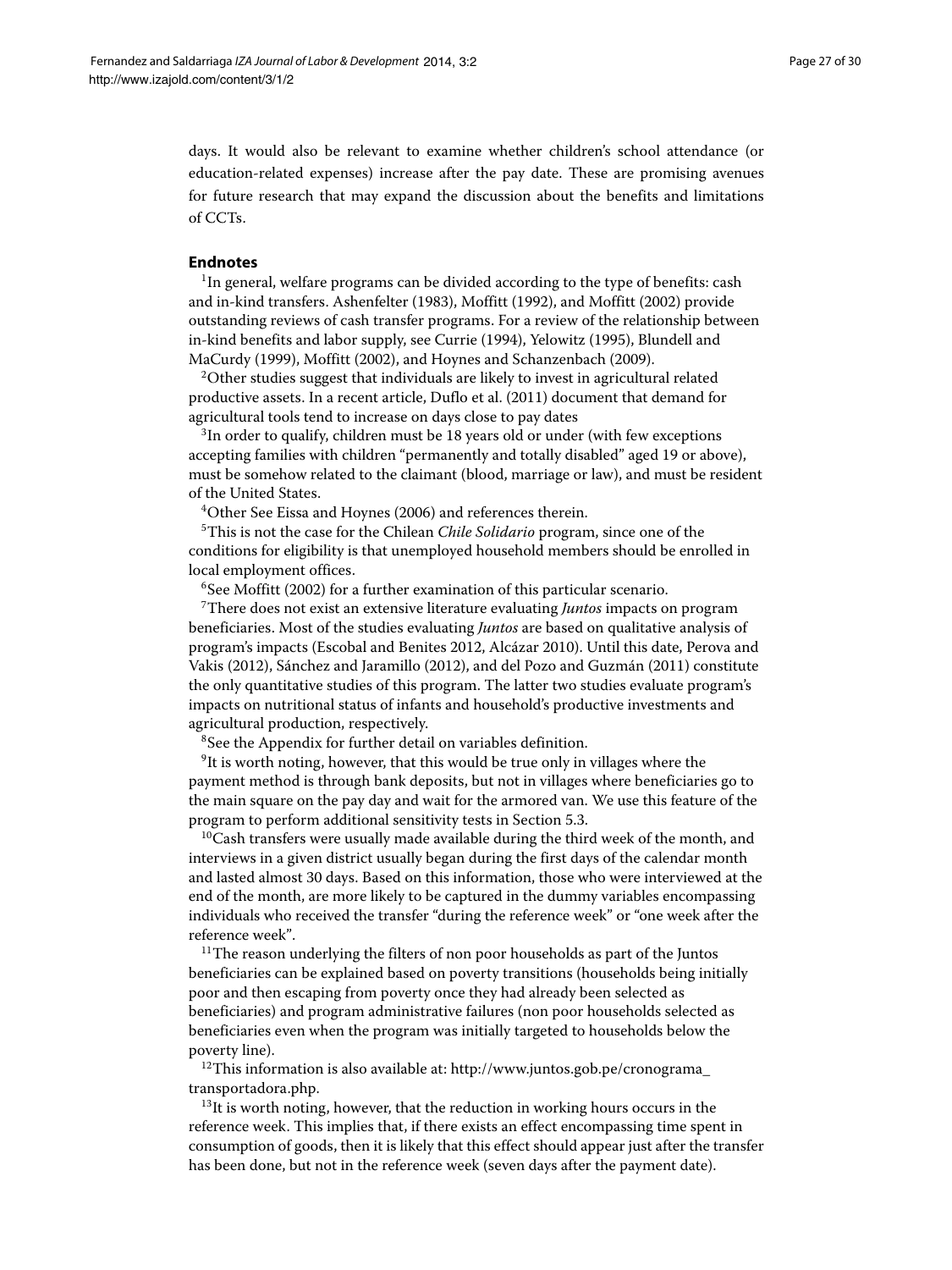days. It would also be relevant to examine whether children's school attendance (or education-related expenses) increase after the pay date. These are promising avenues for future research that may expand the discussion about the benefits and limitations of CCTs.

## Endnotes

[1]In general, welfare programs can be divided according to the type of benefits: cash and in-kind transfers. Ashenfelter (1983), Moffitt (1992), and Moffitt (2002) provide outstanding reviews of cash transfer programs. For a review of the relationship between in-kind benefits and labor supply, see Currie (1994), Yelowitz (1995), Blundell and MaCurdy (1999), Moffitt (2002), and Hoynes and Schanzenbach (2009).

[2]Other studies suggest that individuals are likely to invest in agricultural related productive assets. In a recent article, Duflo et al. (2011) document that demand for agricultural tools tend to increase on days close to pay dates

[3]In order to qualify, children must be 18 years old or under (with few exceptions accepting families with children "permanently and totally disabled" aged 19 or above), must be somehow related to the claimant (blood, marriage or law), and must be resident of the United States.

[4]Other See Eissa and Hoynes (2006) and references therein.

[5]This is not the case for the Chilean *Chile Solidario* program, since one of the conditions for eligibility is that unemployed household members should be enrolled in local employment offices.

[6]See Moffitt (2002) for a further examination of this particular scenario.

[7]There does not exist an extensive literature evaluating *Juntos* impacts on program beneficiaries. Most of the studies evaluating *Juntos* are based on qualitative analysis of program's impacts (Escobal and Benites 2012, Alcázar 2010). Until this date, Perova and Vakis (2012), Sánchez and Jaramillo (2012), and del Pozo and Guzmán (2011) constitute the only quantitative studies of this program. The latter two studies evaluate program's impacts on nutritional status of infants and household's productive investments and agricultural production, respectively.

[8]See the Appendix for further detail on variables definition.

[9]It is worth noting, however, that this would be true only in villages where the payment method is through bank deposits, but not in villages where beneficiaries go to the main square on the pay day and wait for the armored van. We use this feature of the program to perform additional sensitivity tests in Section 5.3.

[10]Cash transfers were usually made available during the third week of the month, and interviews in a given district usually began during the first days of the calendar month and lasted almost 30 days. Based on this information, those who were interviewed at the end of the month, are more likely to be captured in the dummy variables encompassing individuals who received the transfer "during the reference week" or "one week after the reference week".

[11]The reason underlying the filters of non poor households as part of the Juntos beneficiaries can be explained based on poverty transitions (households being initially poor and then escaping from poverty once they had already been selected as beneficiaries) and program administrative failures (non poor households selected as beneficiaries even when the program was initially targeted to households below the poverty line).

[12]This information is also available at: http://www.juntos.gob.pe/cronograma_transportadora.php.

[13]It is worth noting, however, that the reduction in working hours occurs in the reference week. This implies that, if there exists an effect encompassing time spent in consumption of goods, then it is likely that this effect should appear just after the transfer has been done, but not in the reference week (seven days after the payment date).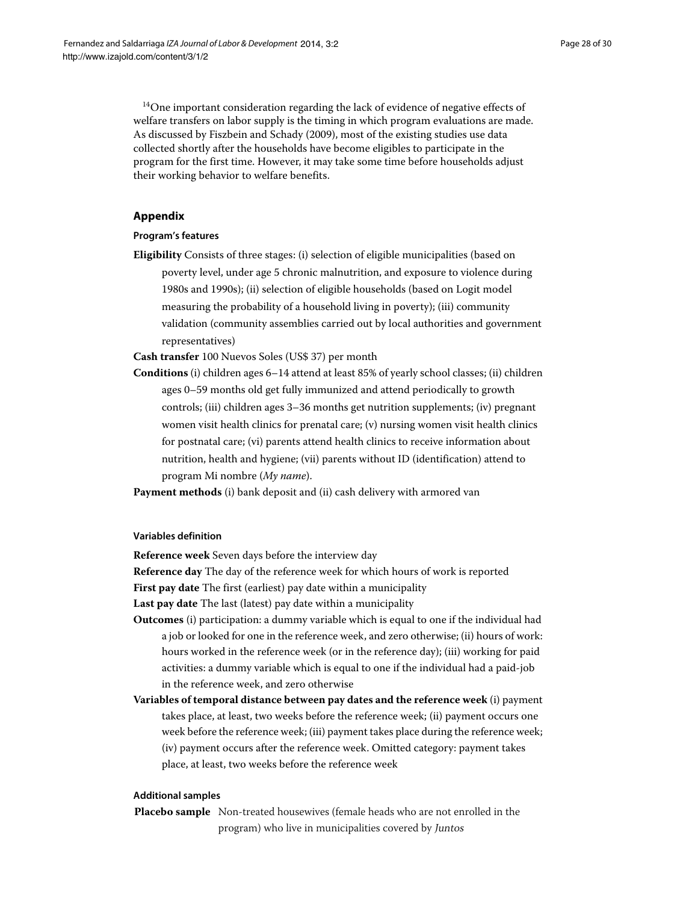[14]One important consideration regarding the lack of evidence of negative effects of welfare transfers on labor supply is the timing in which program evaluations are made. As discussed by Fiszbein and Schady (2009), most of the existing studies use data collected shortly after the households have become eligibles to participate in the program for the first time. However, it may take some time before households adjust their working behavior to welfare benefits.

## Appendix

### Program's features

**Eligibility** Consists of three stages: (i) selection of eligible municipalities (based on poverty level, under age 5 chronic malnutrition, and exposure to violence during 1980s and 1990s); (ii) selection of eligible households (based on Logit model measuring the probability of a household living in poverty); (iii) community validation (community assemblies carried out by local authorities and government representatives)

**Cash transfer** 100 Nuevos Soles (US$ 37) per month

**Conditions** (i) children ages 6–14 attend at least 85% of yearly school classes; (ii) children ages 0–59 months old get fully immunized and attend periodically to growth controls; (iii) children ages 3–36 months get nutrition supplements; (iv) pregnant women visit health clinics for prenatal care; (v) nursing women visit health clinics for postnatal care; (vi) parents attend health clinics to receive information about nutrition, health and hygiene; (vii) parents without ID (identification) attend to program Mi nombre (*My name*).

**Payment methods** (i) bank deposit and (ii) cash delivery with armored van

### Variables definition

**Reference week** Seven days before the interview day

**Reference day** The day of the reference week for which hours of work is reported

**First pay date** The first (earliest) pay date within a municipality

**Last pay date** The last (latest) pay date within a municipality

**Outcomes** (i) participation: a dummy variable which is equal to one if the individual had a job or looked for one in the reference week, and zero otherwise; (ii) hours of work: hours worked in the reference week (or in the reference day); (iii) working for paid activities: a dummy variable which is equal to one if the individual had a paid-job in the reference week, and zero otherwise

**Variables of temporal distance between pay dates and the reference week** (i) payment takes place, at least, two weeks before the reference week; (ii) payment occurs one week before the reference week; (iii) payment takes place during the reference week; (iv) payment occurs after the reference week. Omitted category: payment takes place, at least, two weeks before the reference week

### Additional samples

**Placebo sample** Non-treated housewives (female heads who are not enrolled in the program) who live in municipalities covered by *Juntos*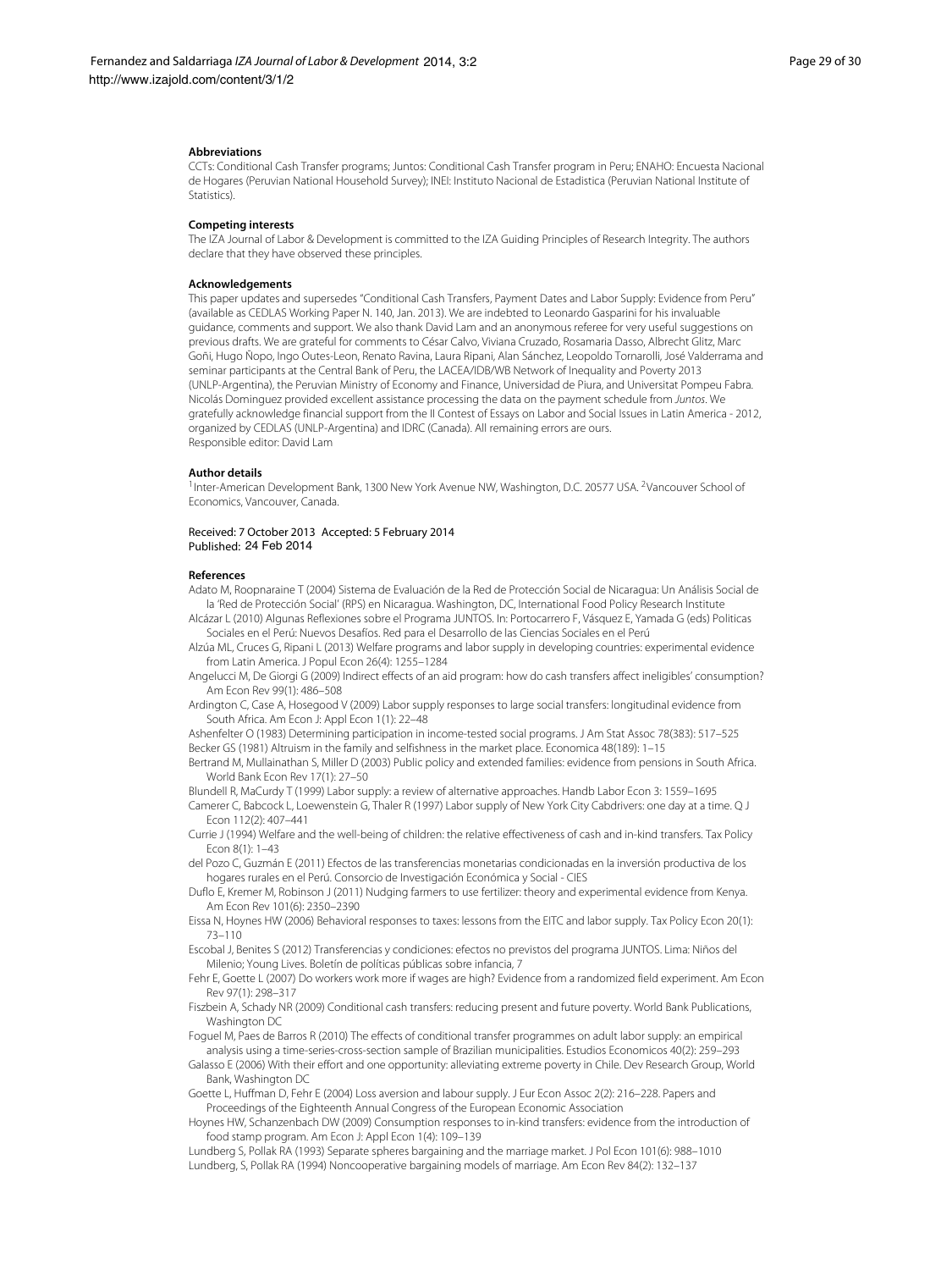#### Abbreviations

CCTs: Conditional Cash Transfer programs; Juntos: Conditional Cash Transfer program in Peru; ENAHO: Encuesta Nacional de Hogares (Peruvian National Household Survey); INEI: Instituto Nacional de Estadistica (Peruvian National Institute of Statistics).

#### Competing interests

The IZA Journal of Labor & Development is committed to the IZA Guiding Principles of Research Integrity. The authors declare that they have observed these principles.

#### Acknowledgements

This paper updates and supersedes "Conditional Cash Transfers, Payment Dates and Labor Supply: Evidence from Peru" (available as CEDLAS Working Paper N. 140, Jan. 2013). We are indebted to Leonardo Gasparini for his invaluable guidance, comments and support. We also thank David Lam and an anonymous referee for very useful suggestions on previous drafts. We are grateful for comments to César Calvo, Viviana Cruzado, Rosamaria Dasso, Albrecht Glitz, Marc Goñi, Hugo Ñopo, Ingo Outes-Leon, Renato Ravina, Laura Ripani, Alan Sánchez, Leopoldo Tornarolli, José Valderrama and seminar participants at the Central Bank of Peru, the LACEA/IDB/WB Network of Inequality and Poverty 2013 (UNLP-Argentina), the Peruvian Ministry of Economy and Finance, Universidad de Piura, and Universitat Pompeu Fabra. Nicolás Dominguez provided excellent assistance processing the data on the payment schedule from *Juntos*. We gratefully acknowledge financial support from the II Contest of Essays on Labor and Social Issues in Latin America - 2012, organized by CEDLAS (UNLP-Argentina) and IDRC (Canada). All remaining errors are ours.
Responsible editor: David Lam

#### Author details

[1]Inter-American Development Bank, 1300 New York Avenue NW, Washington, D.C. 20577 USA. [2]Vancouver School of Economics, Vancouver, Canada.

Received: 7 October 2013 Accepted: 5 February 2014
Published: 24 Feb 2014

#### References

Adato M, Roopnaraine T (2004) Sistema de Evaluación de la Red de Protección Social de Nicaragua: Un Análisis Social de la 'Red de Protección Social' (RPS) en Nicaragua. Washington, DC, International Food Policy Research Institute

Alcázar L (2010) Algunas Reflexiones sobre el Programa JUNTOS. In: Portocarrero F, Vásquez E, Yamada G (eds) Politicas Sociales en el Perú: Nuevos Desafíos. Red para el Desarrollo de las Ciencias Sociales en el Perú

Alzúa ML, Cruces G, Ripani L (2013) Welfare programs and labor supply in developing countries: experimental evidence from Latin America. J Popul Econ 26(4): 1255–1284

Angelucci M, De Giorgi G (2009) Indirect effects of an aid program: how do cash transfers affect ineligibles' consumption? Am Econ Rev 99(1): 486–508

Ardington C, Case A, Hosegood V (2009) Labor supply responses to large social transfers: longitudinal evidence from South Africa. Am Econ J: Appl Econ 1(1): 22–48

Ashenfelter O (1983) Determining participation in income-tested social programs. J Am Stat Assoc 78(383): 517–525

Becker GS (1981) Altruism in the family and selfishness in the market place. Economica 48(189): 1–15

Bertrand M, Mullainathan S, Miller D (2003) Public policy and extended families: evidence from pensions in South Africa. World Bank Econ Rev 17(1): 27–50

Blundell R, MaCurdy T (1999) Labor supply: a review of alternative approaches. Handb Labor Econ 3: 1559–1695

Camerer C, Babcock L, Loewenstein G, Thaler R (1997) Labor supply of New York City Cabdrivers: one day at a time. Q J Econ 112(2): 407–441

Currie J (1994) Welfare and the well-being of children: the relative effectiveness of cash and in-kind transfers. Tax Policy Econ 8(1): 1–43

del Pozo C, Guzmán E (2011) Efectos de las transferencias monetarias condicionadas en la inversión productiva de los hogares rurales en el Perú. Consorcio de Investigación Económica y Social - CIES

Duflo E, Kremer M, Robinson J (2011) Nudging farmers to use fertilizer: theory and experimental evidence from Kenya. Am Econ Rev 101(6): 2350–2390

Eissa N, Hoynes HW (2006) Behavioral responses to taxes: lessons from the EITC and labor supply. Tax Policy Econ 20(1): 73–110

Escobal J, Benites S (2012) Transferencias y condiciones: efectos no previstos del programa JUNTOS. Lima: Niños del Milenio; Young Lives. Boletín de políticas públicas sobre infancia, 7

Fehr E, Goette L (2007) Do workers work more if wages are high? Evidence from a randomized field experiment. Am Econ Rev 97(1): 298–317

Fiszbein A, Schady NR (2009) Conditional cash transfers: reducing present and future poverty. World Bank Publications, Washington DC

Foguel M, Paes de Barros R (2010) The effects of conditional transfer programmes on adult labor supply: an empirical analysis using a time-series-cross-section sample of Brazilian municipalities. Estudios Economicos 40(2): 259–293

Galasso E (2006) With their effort and one opportunity: alleviating extreme poverty in Chile. Dev Research Group, World Bank, Washington DC

Goette L, Huffman D, Fehr E (2004) Loss aversion and labour supply. J Eur Econ Assoc 2(2): 216–228. Papers and Proceedings of the Eighteenth Annual Congress of the European Economic Association

Hoynes HW, Schanzenbach DW (2009) Consumption responses to in-kind transfers: evidence from the introduction of food stamp program. Am Econ J: Appl Econ 1(4): 109–139

Lundberg S, Pollak RA (1993) Separate spheres bargaining and the marriage market. J Pol Econ 101(6): 988–1010

Lundberg, S, Pollak RA (1994) Noncooperative bargaining models of marriage. Am Econ Rev 84(2): 132–137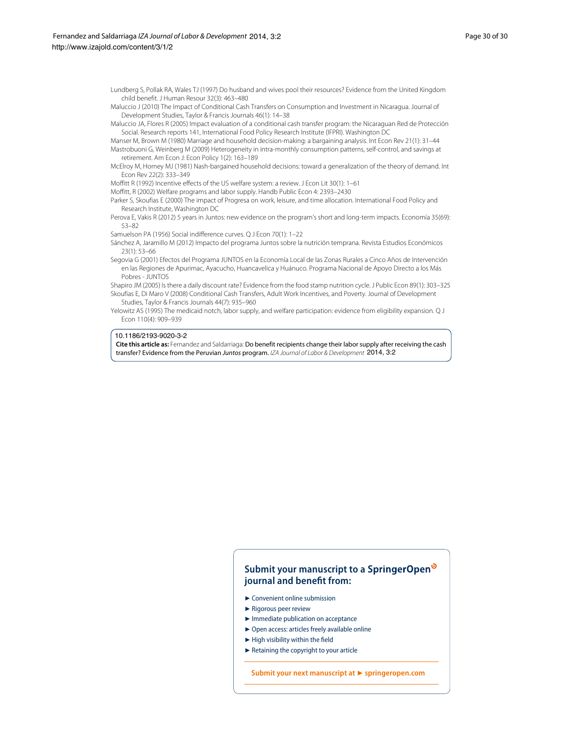Lundberg S, Pollak RA, Wales TJ (1997) Do husband and wives pool their resources? Evidence from the United Kingdom child benefit. J Human Resour 32(3): 463–480

Maluccio J (2010) The Impact of Conditional Cash Transfers on Consumption and Investment in Nicaragua. Journal of Development Studies, Taylor & Francis Journals 46(1): 14–38

Maluccio JA, Flores R (2005) Impact evaluation of a conditional cash transfer program: the Nicaraguan Red de Protección Social. Research reports 141, International Food Policy Research Institute (IFPRI). Washington DC

Manser M, Brown M (1980) Marriage and household decision-making: a bargaining analysis. Int Econ Rev 21(1): 31–44

Mastrobuoni G, Weinberg M (2009) Heterogeneity in intra-monthly consumption patterns, self-control, and savings at retirement. Am Econ J: Econ Policy 1(2): 163–189

McElroy M, Horney MJ (1981) Nash-bargained household decisions: toward a generalization of the theory of demand. Int Econ Rev 22(2): 333–349

Moffitt R (1992) Incentive effects of the US welfare system: a review. J Econ Lit 30(1): 1–61

Moffitt, R (2002) Welfare programs and labor supply. Handb Public Econ 4: 2393–2430

Parker S, Skoufias E (2000) The impact of Progresa on work, leisure, and time allocation. International Food Policy and Research Institute, Washington DC

Perova E, Vakis R (2012) 5 years in Juntos: new evidence on the program's short and long-term impacts. Economía 35(69): 53–82

Samuelson PA (1956) Social indifference curves. Q J Econ 70(1): 1–22

Sánchez A, Jaramillo M (2012) Impacto del programa Juntos sobre la nutrición temprana. Revista Estudios Económicos 23(1): 53–66

Segovia G (2001) Efectos del Programa JUNTOS en la Economía Local de las Zonas Rurales a Cinco Años de Intervención en las Regiones de Apurimac, Ayacucho, Huancavelica y Huánuco. Programa Nacional de Apoyo Directo a los Más Pobres - JUNTOS

Shapiro JM (2005) Is there a daily discount rate? Evidence from the food stamp nutrition cycle. J Public Econ 89(1): 303–325

Skoufias E, Di Maro V (2008) Conditional Cash Transfers, Adult Work Incentives, and Poverty. Journal of Development Studies, Taylor & Francis Journals 44(7): 935–960

Yelowitz AS (1995) The medicaid notch, labor supply, and welfare participation: evidence from eligibility expansion. Q J Econ 110(4): 909–939

10.1186/2193-9020-3-2

**Cite this article as:** Fernandez and Saldarriaga: Do benefit recipients change their labor supply after receiving the cash transfer? Evidence from the Peruvian *Juntos* program. *IZA Journal of Labor & Development* 2014, 3:2

**Submit your manuscript to a SpringerOpen journal and benefit from:**

- ► Convenient online submission
- ► Rigorous peer review
- ► Immediate publication on acceptance
- ► Open access: articles freely available online
- ► High visibility within the field
- ► Retaining the copyright to your article

**Submit your next manuscript at ► springeropen.com**